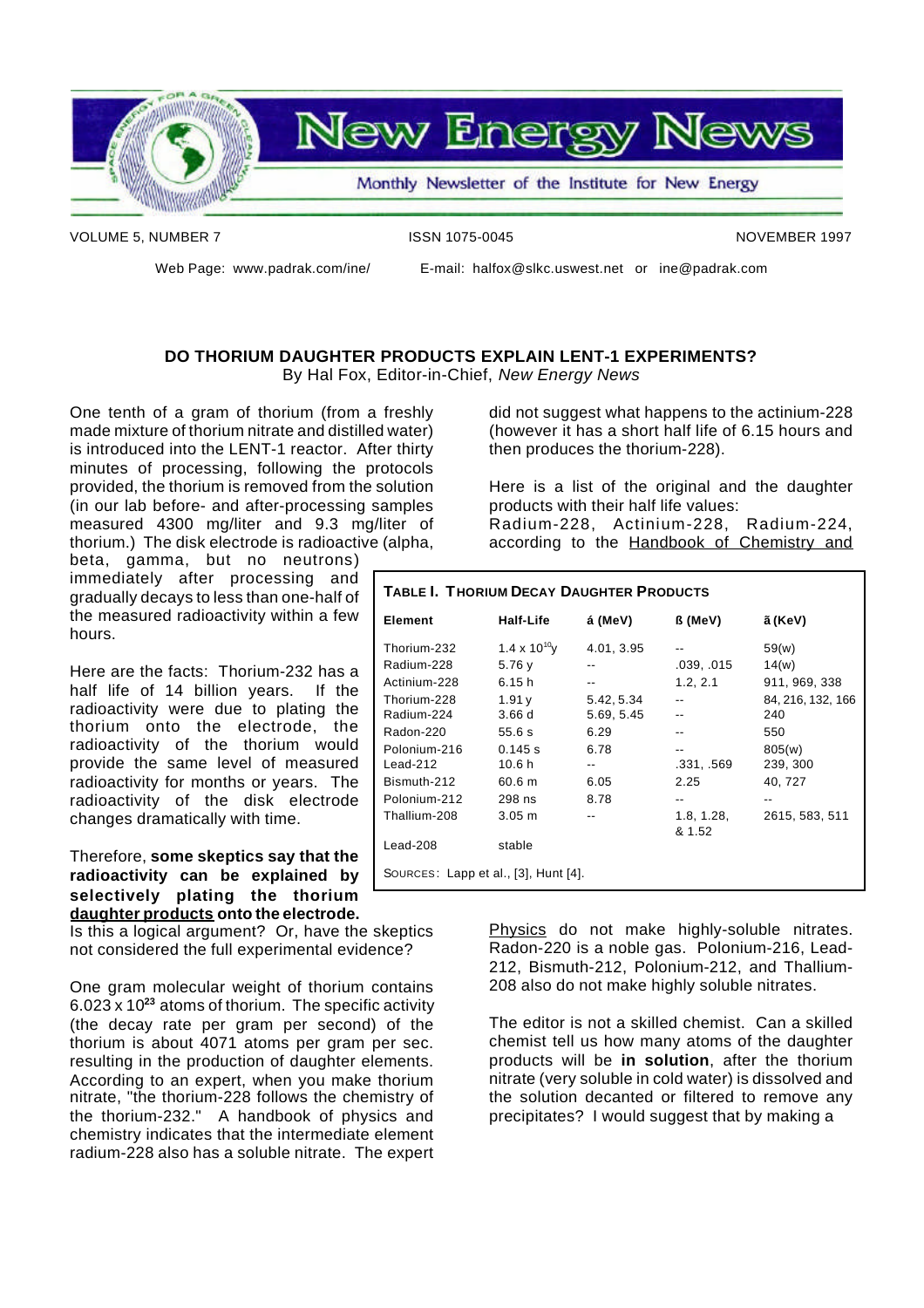# New Energy News

Monthly Newsletter of the Institute for New Energy

VOLUME 5, NUMBER 7 — ISSN 1075-0045 — NOVEMBER 1997

Web Page: www.padrak.com/ine/ E-mail: halfox@slkc.uswest.net or ine@padrak.com

## DO THORIUM DAUGHTER PRODUCTS EXPLAIN LENT-1 EXPERIMENTS?

By Hal Fox, Editor-in-Chief, *New Energy News*

One tenth of a gram of thorium (from a freshly made mixture of thorium nitrate and distilled water) is introduced into the LENT-1 reactor. After thirty minutes of processing, following the protocols provided, the thorium is removed from the solution (in our lab before- and after-processing samples measured 4300 mg/liter and 9.3 mg/liter of thorium.) The disk electrode is radioactive (alpha, beta, gamma, but no neutrons) immediately after processing and gradually decays to less than one-half of the measured radioactivity within a few hours.

Here are the facts: Thorium-232 has a half life of 14 billion years. If the radioactivity were due to plating the thorium onto the electrode, the radioactivity of the thorium would provide the same level of measured radioactivity for months or years. The radioactivity of the disk electrode changes dramatically with time.

Therefore, **some skeptics say that the radioactivity can be explained by selectively plating the thorium <u>daughter products</u> onto the electrode.** Is this a logical argument? Or, have the skeptics not considered the full experimental evidence?

One gram molecular weight of thorium contains $6.023 \times 10^{23}$ atoms of thorium. The specific activity (the decay rate per gram per second) of the thorium is about 4071 atoms per gram per sec. resulting in the production of daughter elements. According to an expert, when you make thorium nitrate, "the thorium-228 follows the chemistry of the thorium-232." A handbook of physics and chemistry indicates that the intermediate element radium-228 also has a soluble nitrate. The expert did not suggest what happens to the actinium-228 (however it has a short half life of 6.15 hours and then produces the thorium-228).

Here is a list of the original and the daughter products with their half life values:

| Element | Half-Life | α (MeV) | β (MeV) | γ (KeV) |
|---|---|---|---|---|
| Thorium-232 | $1.4 \times 10^{10}$y | 4.01, 3.95 | -- | 59(w) |
| Radium-228 | 5.76 y | -- | .039, .015 | 14(w) |
| Actinium-228 | 6.15 h | -- | 1.2, 2.1 | 911, 969, 338 |
| Thorium-228 | 1.91 y | 5.42, 5.34 | -- | 84, 216, 132, 166 |
| Radium-224 | 3.66 d | 5.69, 5.45 | -- | 240 |
| Radon-220 | 55.6 s | 6.29 | -- | 550 |
| Polonium-216 | 0.145 s | 6.78 | -- | 805(w) |
| Lead-212 | 10.6 h | -- | .331, .569 | 239, 300 |
| Bismuth-212 | 60.6 m | 6.05 | 2.25 | 40, 727 |
| Polonium-212 | 298 ns | 8.78 | -- | -- |
| Thallium-208 | 3.05 m | -- | 1.8, 1.28, & 1.52 | 2615, 583, 511 |
| Lead-208 | stable | | | |

TABLE I. THORIUM DECAY DAUGHTER PRODUCTS — SOURCES: Lapp et al., [3], Hunt [4].

Radium-228, Actinium-228, Radium-224, according to the <u>Handbook of Chemistry and Physics</u> do not make highly-soluble nitrates. Radon-220 is a noble gas. Polonium-216, Lead-212, Bismuth-212, Polonium-212, and Thallium-208 also do not make highly soluble nitrates.

The editor is not a skilled chemist. Can a skilled chemist tell us how many atoms of the daughter products will be **in solution**, after the thorium nitrate (very soluble in cold water) is dissolved and the solution decanted or filtered to remove any precipitates? I would suggest that by making a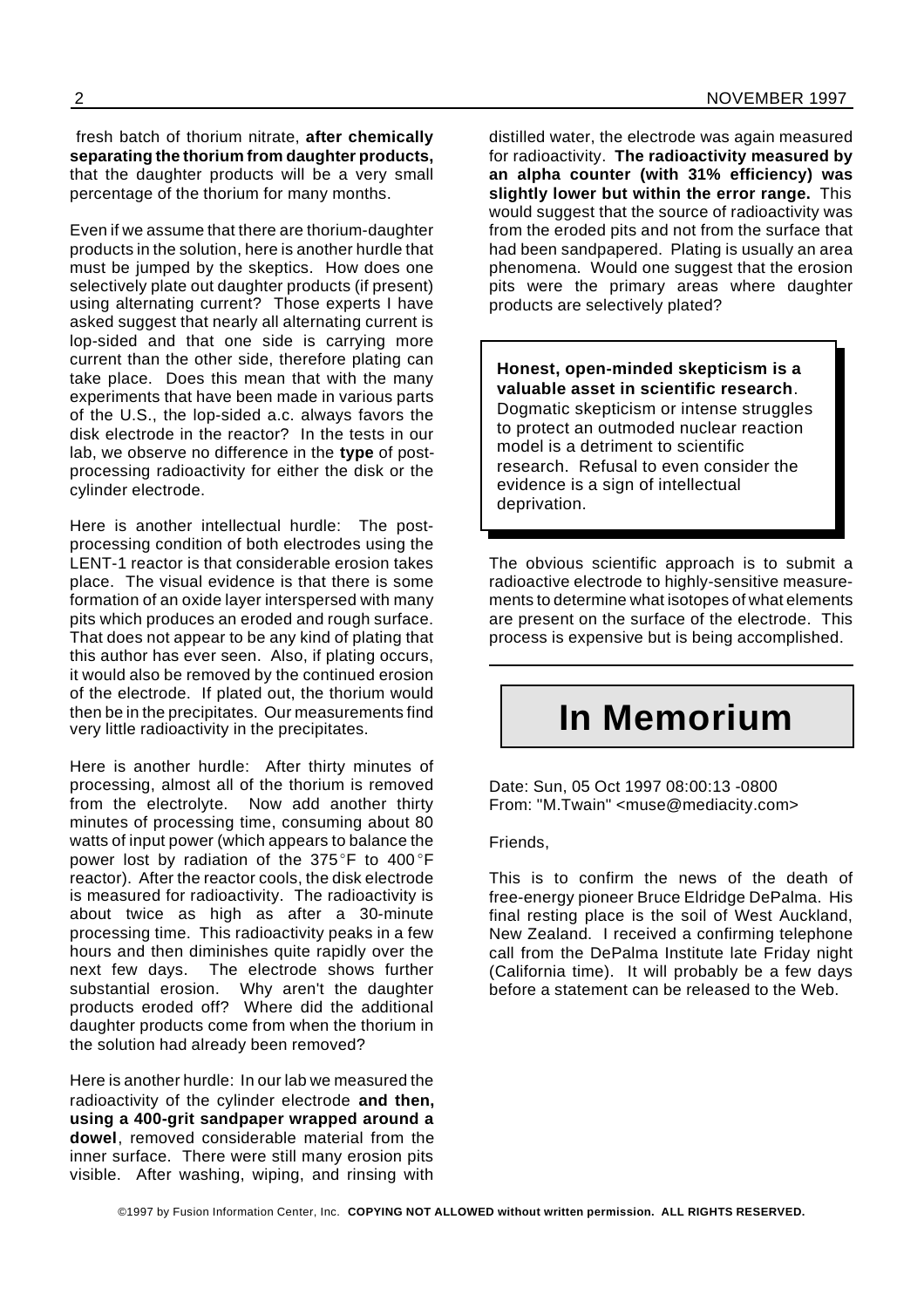fresh batch of thorium nitrate, **after chemically separating the thorium from daughter products,** that the daughter products will be a very small percentage of the thorium for many months.

Even if we assume that there are thorium-daughter products in the solution, here is another hurdle that must be jumped by the skeptics. How does one selectively plate out daughter products (if present) using alternating current? Those experts I have asked suggest that nearly all alternating current is lop-sided and that one side is carrying more current than the other side, therefore plating can take place. Does this mean that with the many experiments that have been made in various parts of the U.S., the lop-sided a.c. always favors the disk electrode in the reactor? In the tests in our lab, we observe no difference in the **type** of post-processing radioactivity for either the disk or the cylinder electrode.

Here is another intellectual hurdle: The post-processing condition of both electrodes using the LENT-1 reactor is that considerable erosion takes place. The visual evidence is that there is some formation of an oxide layer interspersed with many pits which produces an eroded and rough surface. That does not appear to be any kind of plating that this author has ever seen. Also, if plating occurs, it would also be removed by the continued erosion of the electrode. If plated out, the thorium would then be in the precipitates. Our measurements find very little radioactivity in the precipitates.

Here is another hurdle: After thirty minutes of processing, almost all of the thorium is removed from the electrolyte. Now add another thirty minutes of processing time, consuming about 80 watts of input power (which appears to balance the power lost by radiation of the 375°F to 400°F reactor). After the reactor cools, the disk electrode is measured for radioactivity. The radioactivity is about twice as high as after a 30-minute processing time. This radioactivity peaks in a few hours and then diminishes quite rapidly over the next few days. The electrode shows further substantial erosion. Why aren't the daughter products eroded off? Where did the additional daughter products come from when the thorium in the solution had already been removed?

Here is another hurdle: In our lab we measured the radioactivity of the cylinder electrode **and then, using a 400-grit sandpaper wrapped around a dowel**, removed considerable material from the inner surface. There were still many erosion pits visible. After washing, wiping, and rinsing with distilled water, the electrode was again measured for radioactivity. **The radioactivity measured by an alpha counter (with 31% efficiency) was slightly lower but within the error range.** This would suggest that the source of radioactivity was from the eroded pits and not from the surface that had been sandpapered. Plating is usually an area phenomena. Would one suggest that the erosion pits were the primary areas where daughter products are selectively plated?

> **Honest, open-minded skepticism is a valuable asset in scientific research**. Dogmatic skepticism or intense struggles to protect an outmoded nuclear reaction model is a detriment to scientific research. Refusal to even consider the evidence is a sign of intellectual deprivation.

The obvious scientific approach is to submit a radioactive electrode to highly-sensitive measurements to determine what isotopes of what elements are present on the surface of the electrode. This process is expensive but is being accomplished.

# In Memorium

Date: Sun, 05 Oct 1997 08:00:13 -0800
From: "M.Twain" <muse@mediacity.com>

Friends,

This is to confirm the news of the death of free-energy pioneer Bruce Eldridge DePalma. His final resting place is the soil of West Auckland, New Zealand. I received a confirming telephone call from the DePalma Institute late Friday night (California time). It will probably be a few days before a statement can be released to the Web.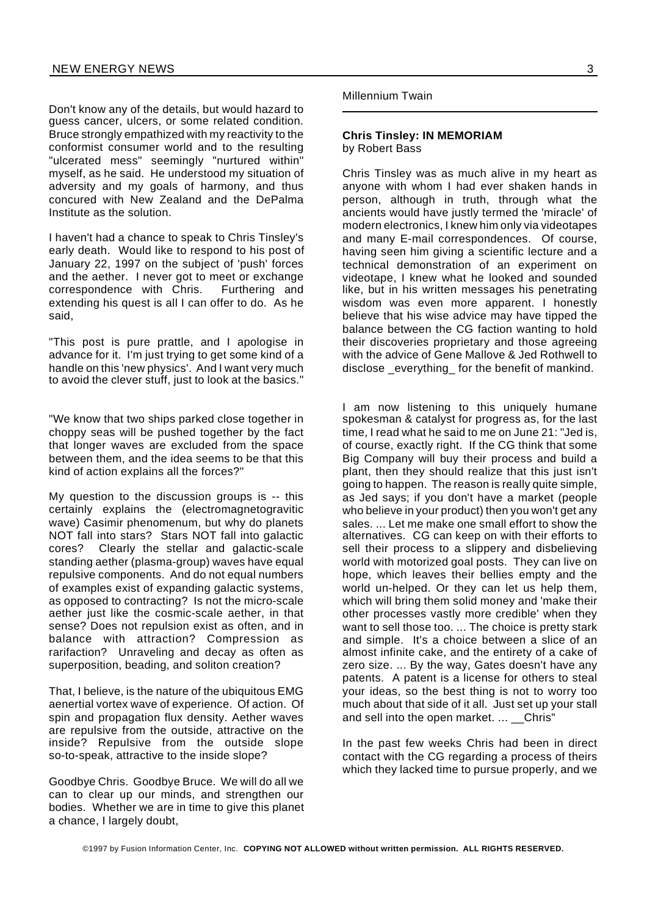Don't know any of the details, but would hazard to guess cancer, ulcers, or some related condition. Bruce strongly empathized with my reactivity to the conformist consumer world and to the resulting "ulcerated mess" seemingly "nurtured within" myself, as he said. He understood my situation of adversity and my goals of harmony, and thus concured with New Zealand and the DePalma Institute as the solution.

I haven't had a chance to speak to Chris Tinsley's early death. Would like to respond to his post of January 22, 1997 on the subject of 'push' forces and the aether. I never got to meet or exchange correspondence with Chris. Furthering and extending his quest is all I can offer to do. As he said,

"This post is pure prattle, and I apologise in advance for it. I'm just trying to get some kind of a handle on this 'new physics'. And I want very much to avoid the clever stuff, just to look at the basics."

"We know that two ships parked close together in choppy seas will be pushed together by the fact that longer waves are excluded from the space between them, and the idea seems to be that this kind of action explains all the forces?"

My question to the discussion groups is -- this certainly explains the (electromagnetogravitic wave) Casimir phenomenum, but why do planets NOT fall into stars? Stars NOT fall into galactic cores? Clearly the stellar and galactic-scale standing aether (plasma-group) waves have equal repulsive components. And do not equal numbers of examples exist of expanding galactic systems, as opposed to contracting? Is not the micro-scale aether just like the cosmic-scale aether, in that sense? Does not repulsion exist as often, and in balance with attraction? Compression as rarifaction? Unraveling and decay as often as superposition, beading, and soliton creation?

That, I believe, is the nature of the ubiquitous EMG aenertial vortex wave of experience. Of action. Of spin and propagation flux density. Aether waves are repulsive from the outside, attractive on the inside? Repulsive from the outside slope so-to-speak, attractive to the inside slope?

Goodbye Chris. Goodbye Bruce. We will do all we can to clear up our minds, and strengthen our bodies. Whether we are in time to give this planet a chance, I largely doubt,

Millennium Twain

---

**Chris Tinsley: IN MEMORIAM**
by Robert Bass

Chris Tinsley was as much alive in my heart as anyone with whom I had ever shaken hands in person, although in truth, through what the ancients would have justly termed the 'miracle' of modern electronics, I knew him only via videotapes and many E-mail correspondences. Of course, having seen him giving a scientific lecture and a technical demonstration of an experiment on videotape, I knew what he looked and sounded like, but in his written messages his penetrating wisdom was even more apparent. I honestly believe that his wise advice may have tipped the balance between the CG faction wanting to hold their discoveries proprietary and those agreeing with the advice of Gene Mallove & Jed Rothwell to disclose _everything_ for the benefit of mankind.

I am now listening to this uniquely humane spokesman & catalyst for progress as, for the last time, I read what he said to me on June 21: "Jed is, of course, exactly right. If the CG think that some Big Company will buy their process and build a plant, then they should realize that this just isn't going to happen. The reason is really quite simple, as Jed says; if you don't have a market (people who believe in your product) then you won't get any sales. ... Let me make one small effort to show the alternatives. CG can keep on with their efforts to sell their process to a slippery and disbelieving world with motorized goal posts. They can live on hope, which leaves their bellies empty and the world un-helped. Or they can let us help them, which will bring them solid money and 'make their other processes vastly more credible' when they want to sell those too. ... The choice is pretty stark and simple. It's a choice between a slice of an almost infinite cake, and the entirety of a cake of zero size. ... By the way, Gates doesn't have any patents. A patent is a license for others to steal your ideas, so the best thing is not to worry too much about that side of it all. Just set up your stall and sell into the open market. ... __Chris"

In the past few weeks Chris had been in direct contact with the CG regarding a process of theirs which they lacked time to pursue properly, and we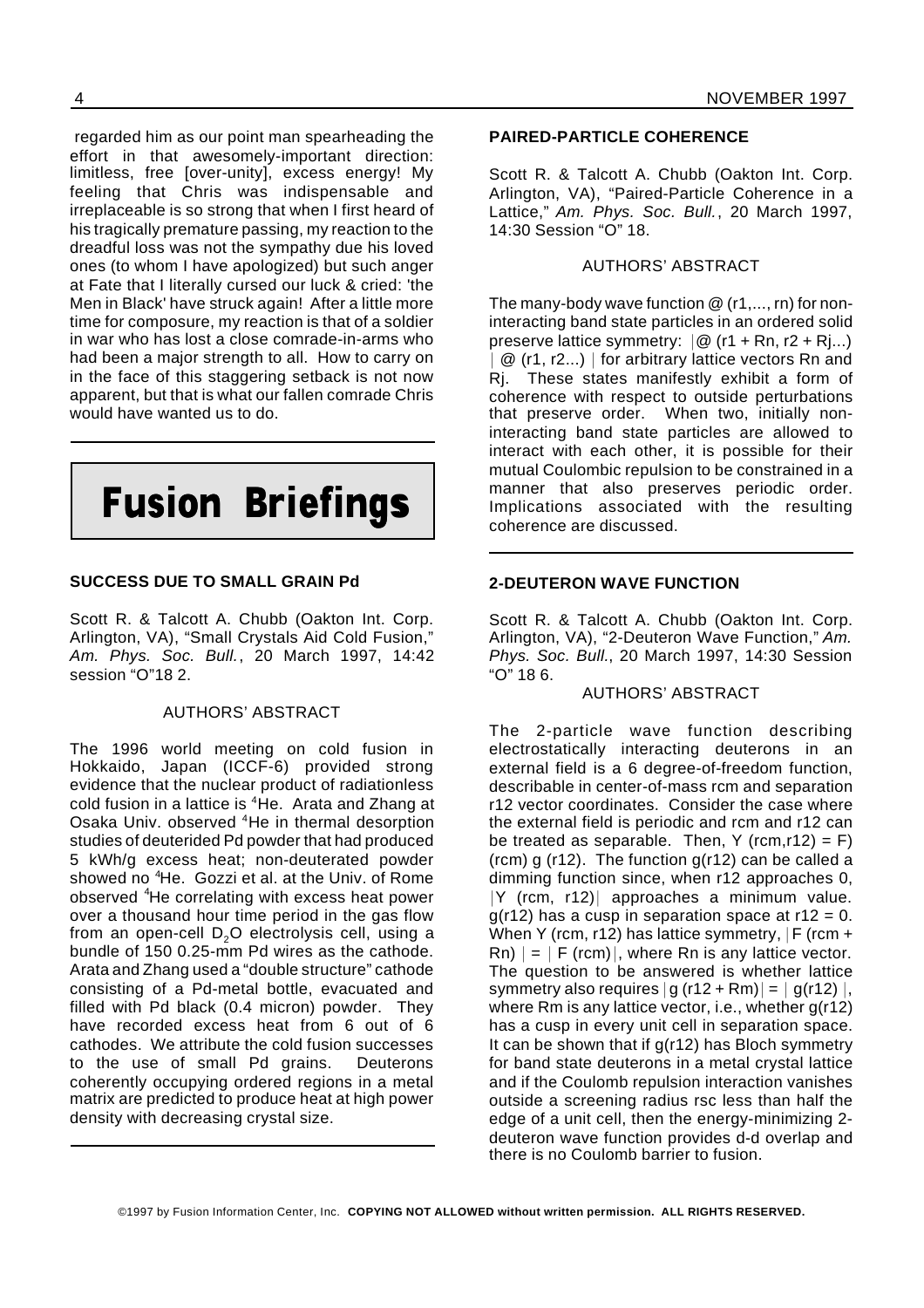regarded him as our point man spearheading the effort in that awesomely-important direction: limitless, free [over-unity], excess energy! My feeling that Chris was indispensable and irreplaceable is so strong that when I first heard of his tragically premature passing, my reaction to the dreadful loss was not the sympathy due his loved ones (to whom I have apologized) but such anger at Fate that I literally cursed our luck & cried: 'the Men in Black' have struck again! After a little more time for composure, my reaction is that of a soldier in war who has lost a close comrade-in-arms who had been a major strength to all. How to carry on in the face of this staggering setback is not now apparent, but that is what our fallen comrade Chris would have wanted us to do.

---

# Fusion Briefings

### SUCCESS DUE TO SMALL GRAIN Pd

Scott R. & Talcott A. Chubb (Oakton Int. Corp. Arlington, VA), "Small Crystals Aid Cold Fusion," *Am. Phys. Soc. Bull.*, 20 March 1997, 14:42 session "O"18 2.

AUTHORS' ABSTRACT

The 1996 world meeting on cold fusion in Hokkaido, Japan (ICCF-6) provided strong evidence that the nuclear product of radiationless cold fusion in a lattice is $^4$He. Arata and Zhang at Osaka Univ. observed $^4$He in thermal desorption studies of deuterided Pd powder that had produced 5 kWh/g excess heat; non-deuterated powder showed no $^4$He. Gozzi et al. at the Univ. of Rome observed $^4$He correlating with excess heat power over a thousand hour time period in the gas flow from an open-cell $D_2O$ electrolysis cell, using a bundle of 150 0.25-mm Pd wires as the cathode. Arata and Zhang used a "double structure" cathode consisting of a Pd-metal bottle, evacuated and filled with Pd black (0.4 micron) powder. They have recorded excess heat from 6 out of 6 cathodes. We attribute the cold fusion successes to the use of small Pd grains. Deuterons coherently occupying ordered regions in a metal matrix are predicted to produce heat at high power density with decreasing crystal size.

---

### PAIRED-PARTICLE COHERENCE

Scott R. & Talcott A. Chubb (Oakton Int. Corp. Arlington, VA), "Paired-Particle Coherence in a Lattice," *Am. Phys. Soc. Bull.*, 20 March 1997, 14:30 Session "O" 18.

AUTHORS' ABSTRACT

The many-body wave function @ (r1,..., rn) for non-interacting band state particles in an ordered solid preserve lattice symmetry: |@ (r1 + Rn, r2 + Rj...) | @ (r1, r2...) | for arbitrary lattice vectors Rn and Rj. These states manifestly exhibit a form of coherence with respect to outside perturbations that preserve order. When two, initially non-interacting band state particles are allowed to interact with each other, it is possible for their mutual Coulombic repulsion to be constrained in a manner that also preserves periodic order. Implications associated with the resulting coherence are discussed.

---

### 2-DEUTERON WAVE FUNCTION

Scott R. & Talcott A. Chubb (Oakton Int. Corp. Arlington, VA), "2-Deuteron Wave Function," *Am. Phys. Soc. Bull.*, 20 March 1997, 14:30 Session "O" 18 6.

AUTHORS' ABSTRACT

The 2-particle wave function describing electrostatically interacting deuterons in an external field is a 6 degree-of-freedom function, describable in center-of-mass rcm and separation r12 vector coordinates. Consider the case where the external field is periodic and rcm and r12 can be treated as separable. Then, Y (rcm,r12) = F) (rcm) g (r12). The function g(r12) can be called a dimming function since, when r12 approaches 0, |Y (rcm, r12)| approaches a minimum value. g(r12) has a cusp in separation space at r12 = 0. When Y (rcm, r12) has lattice symmetry, |F (rcm + Rn) | = | F (rcm)|, where Rn is any lattice vector. The question to be answered is whether lattice symmetry also requires | g (r12 + Rm)| = | g(r12) |, where Rm is any lattice vector, i.e., whether g(r12) has a cusp in every unit cell in separation space. It can be shown that if g(r12) has Bloch symmetry for band state deuterons in a metal crystal lattice and if the Coulomb repulsion interaction vanishes outside a screening radius rsc less than half the edge of a unit cell, then the energy-minimizing 2-deuteron wave function provides d-d overlap and there is no Coulomb barrier to fusion.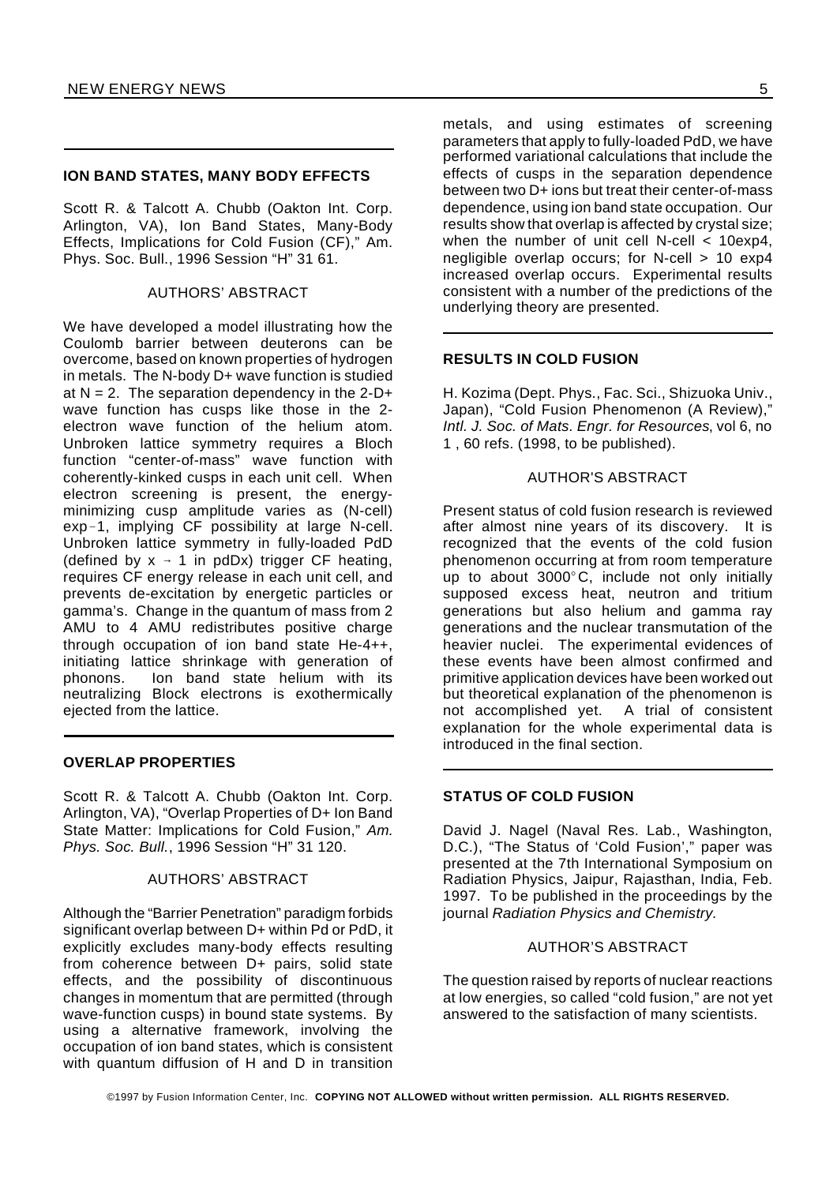## ION BAND STATES, MANY BODY EFFECTS

Scott R. & Talcott A. Chubb (Oakton Int. Corp. Arlington, VA), Ion Band States, Many-Body Effects, Implications for Cold Fusion (CF)," Am. Phys. Soc. Bull., 1996 Session "H" 31 61.

AUTHORS' ABSTRACT

We have developed a model illustrating how the Coulomb barrier between deuterons can be overcome, based on known properties of hydrogen in metals. The N-body D+ wave function is studied at N = 2. The separation dependency in the 2-D+ wave function has cusps like those in the 2-electron wave function of the helium atom. Unbroken lattice symmetry requires a Bloch function "center-of-mass" wave function with coherently-kinked cusps in each unit cell. When electron screening is present, the energy-minimizing cusp amplitude varies as (N-cell) exp-1, implying CF possibility at large N-cell. Unbroken lattice symmetry in fully-loaded PdD (defined by $x \rightarrow 1$ in pdDx) trigger CF heating, requires CF energy release in each unit cell, and prevents de-excitation by energetic particles or gamma's. Change in the quantum of mass from 2 AMU to 4 AMU redistributes positive charge through occupation of ion band state He-4++, initiating lattice shrinkage with generation of phonons. Ion band state helium with its neutralizing Block electrons is exothermically ejected from the lattice.

## OVERLAP PROPERTIES

Scott R. & Talcott A. Chubb (Oakton Int. Corp. Arlington, VA), "Overlap Properties of D+ Ion Band State Matter: Implications for Cold Fusion," *Am. Phys. Soc. Bull.*, 1996 Session "H" 31 120.

AUTHORS' ABSTRACT

Although the "Barrier Penetration" paradigm forbids significant overlap between D+ within Pd or PdD, it explicitly excludes many-body effects resulting from coherence between D+ pairs, solid state effects, and the possibility of discontinuous changes in momentum that are permitted (through wave-function cusps) in bound state systems. By using a alternative framework, involving the occupation of ion band states, which is consistent with quantum diffusion of H and D in transition metals, and using estimates of screening parameters that apply to fully-loaded PdD, we have performed variational calculations that include the effects of cusps in the separation dependence between two D+ ions but treat their center-of-mass dependence, using ion band state occupation. Our results show that overlap is affected by crystal size; when the number of unit cell N-cell < 10exp4, negligible overlap occurs; for N-cell > 10 exp4 increased overlap occurs. Experimental results consistent with a number of the predictions of the underlying theory are presented.

## RESULTS IN COLD FUSION

H. Kozima (Dept. Phys., Fac. Sci., Shizuoka Univ., Japan), "Cold Fusion Phenomenon (A Review)," *Intl. J. Soc. of Mats. Engr. for Resources*, vol 6, no 1 , 60 refs. (1998, to be published).

AUTHOR'S ABSTRACT

Present status of cold fusion research is reviewed after almost nine years of its discovery. It is recognized that the events of the cold fusion phenomenon occurring at from room temperature up to about 3000°C, include not only initially supposed excess heat, neutron and tritium generations but also helium and gamma ray generations and the nuclear transmutation of the heavier nuclei. The experimental evidences of these events have been almost confirmed and primitive application devices have been worked out but theoretical explanation of the phenomenon is not accomplished yet. A trial of consistent explanation for the whole experimental data is introduced in the final section.

## STATUS OF COLD FUSION

David J. Nagel (Naval Res. Lab., Washington, D.C.), "The Status of 'Cold Fusion'," paper was presented at the 7th International Symposium on Radiation Physics, Jaipur, Rajasthan, India, Feb. 1997. To be published in the proceedings by the journal *Radiation Physics and Chemistry.*

AUTHOR'S ABSTRACT

The question raised by reports of nuclear reactions at low energies, so called "cold fusion," are not yet answered to the satisfaction of many scientists.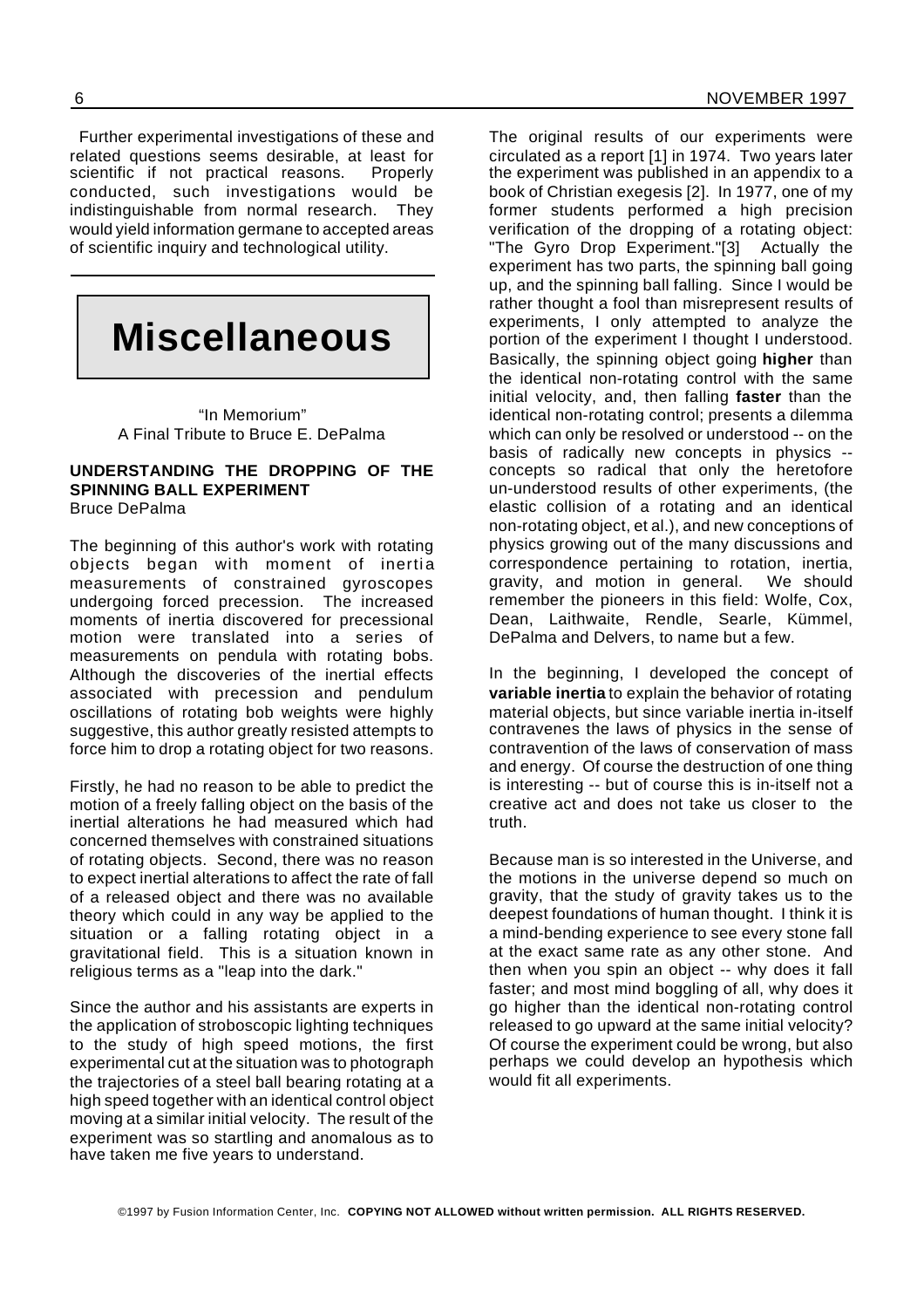Further experimental investigations of these and related questions seems desirable, at least for scientific if not practical reasons. Properly conducted, such investigations would be indistinguishable from normal research. They would yield information germane to accepted areas of scientific inquiry and technological utility.

# Miscellaneous

"In Memorium"
A Final Tribute to Bruce E. DePalma

## UNDERSTANDING THE DROPPING OF THE SPINNING BALL EXPERIMENT

Bruce DePalma

The beginning of this author's work with rotating objects began with moment of inertia measurements of constrained gyroscopes undergoing forced precession. The increased moments of inertia discovered for precessional motion were translated into a series of measurements on pendula with rotating bobs. Although the discoveries of the inertial effects associated with precession and pendulum oscillations of rotating bob weights were highly suggestive, this author greatly resisted attempts to force him to drop a rotating object for two reasons.

Firstly, he had no reason to be able to predict the motion of a freely falling object on the basis of the inertial alterations he had measured which had concerned themselves with constrained situations of rotating objects. Second, there was no reason to expect inertial alterations to affect the rate of fall of a released object and there was no available theory which could in any way be applied to the situation or a falling rotating object in a gravitational field. This is a situation known in religious terms as a "leap into the dark."

Since the author and his assistants are experts in the application of stroboscopic lighting techniques to the study of high speed motions, the first experimental cut at the situation was to photograph the trajectories of a steel ball bearing rotating at a high speed together with an identical control object moving at a similar initial velocity. The result of the experiment was so startling and anomalous as to have taken me five years to understand.

The original results of our experiments were circulated as a report [1] in 1974. Two years later the experiment was published in an appendix to a book of Christian exegesis [2]. In 1977, one of my former students performed a high precision verification of the dropping of a rotating object: "The Gyro Drop Experiment."[3] Actually the experiment has two parts, the spinning ball going up, and the spinning ball falling. Since I would be rather thought a fool than misrepresent results of experiments, I only attempted to analyze the portion of the experiment I thought I understood. Basically, the spinning object going **higher** than the identical non-rotating control with the same initial velocity, and, then falling **faster** than the identical non-rotating control; presents a dilemma which can only be resolved or understood -- on the basis of radically new concepts in physics -- concepts so radical that only the heretofore un-understood results of other experiments, (the elastic collision of a rotating and an identical non-rotating object, et al.), and new conceptions of physics growing out of the many discussions and correspondence pertaining to rotation, inertia, gravity, and motion in general. We should remember the pioneers in this field: Wolfe, Cox, Dean, Laithwaite, Rendle, Searle, Kümmel, DePalma and Delvers, to name but a few.

In the beginning, I developed the concept of **variable inertia** to explain the behavior of rotating material objects, but since variable inertia in-itself contravenes the laws of physics in the sense of contravention of the laws of conservation of mass and energy. Of course the destruction of one thing is interesting -- but of course this is in-itself not a creative act and does not take us closer to the truth.

Because man is so interested in the Universe, and the motions in the universe depend so much on gravity, that the study of gravity takes us to the deepest foundations of human thought. I think it is a mind-bending experience to see every stone fall at the exact same rate as any other stone. And then when you spin an object -- why does it fall faster; and most mind boggling of all, why does it go higher than the identical non-rotating control released to go upward at the same initial velocity? Of course the experiment could be wrong, but also perhaps we could develop an hypothesis which would fit all experiments.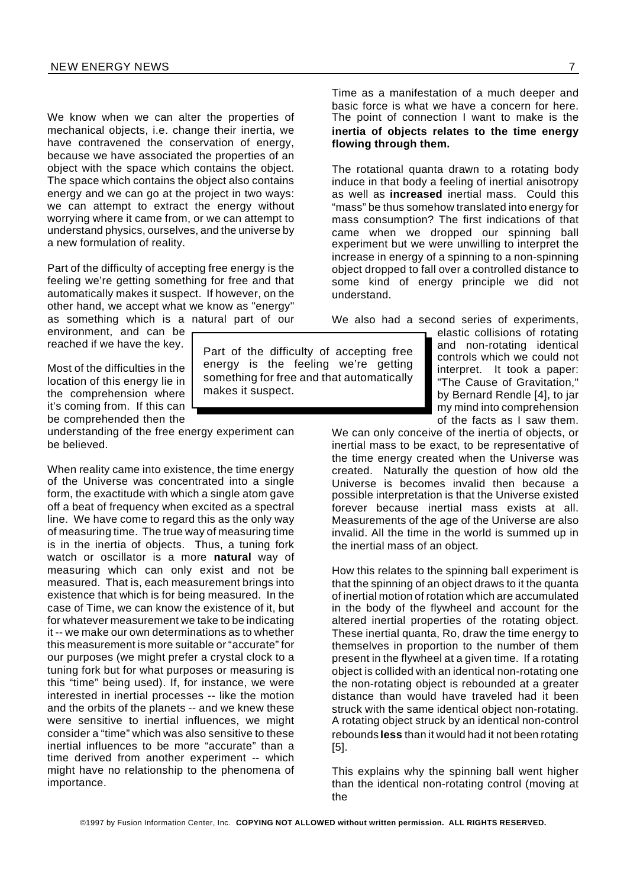We know when we can alter the properties of mechanical objects, i.e. change their inertia, we have contravened the conservation of energy, because we have associated the properties of an object with the space which contains the object. The space which contains the object also contains energy and we can go at the project in two ways: we can attempt to extract the energy without worrying where it came from, or we can attempt to understand physics, ourselves, and the universe by a new formulation of reality.

Part of the difficulty of accepting free energy is the feeling we're getting something for free and that automatically makes it suspect. If however, on the other hand, we accept what we know as "energy" as something which is a natural part of our environment, and can be reached if we have the key.

> Part of the difficulty of accepting free energy is the feeling we're getting something for free and that automatically makes it suspect.

Most of the difficulties in the location of this energy lie in the comprehension where it's coming from. If this can be comprehended then the understanding of the free energy experiment can be believed.

When reality came into existence, the time energy of the Universe was concentrated into a single form, the exactitude with which a single atom gave off a beat of frequency when excited as a spectral line. We have come to regard this as the only way of measuring time. The true way of measuring time is in the inertia of objects. Thus, a tuning fork watch or oscillator is a more **natural** way of measuring which can only exist and not be measured. That is, each measurement brings into existence that which is for being measured. In the case of Time, we can know the existence of it, but for whatever measurement we take to be indicating it -- we make our own determinations as to whether this measurement is more suitable or "accurate" for our purposes (we might prefer a crystal clock to a tuning fork but for what purposes or measuring is this "time" being used). If, for instance, we were interested in inertial processes -- like the motion and the orbits of the planets -- and we knew these were sensitive to inertial influences, we might consider a "time" which was also sensitive to these inertial influences to be more "accurate" than a time derived from another experiment -- which might have no relationship to the phenomena of importance.

Time as a manifestation of a much deeper and basic force is what we have a concern for here. The point of connection I want to make is the **inertia of objects relates to the time energy flowing through them.**

The rotational quanta drawn to a rotating body induce in that body a feeling of inertial anisotropy as well as **increased** inertial mass. Could this "mass" be thus somehow translated into energy for mass consumption? The first indications of that came when we dropped our spinning ball experiment but we were unwilling to interpret the increase in energy of a spinning to a non-spinning object dropped to fall over a controlled distance to some kind of energy principle we did not understand.

We also had a second series of experiments, elastic collisions of rotating and non-rotating identical controls which we could not interpret. It took a paper: "The Cause of Gravitation," by Bernard Rendle [4], to jar my mind into comprehension of the facts as I saw them. We can only conceive of the inertia of objects, or inertial mass to be exact, to be representative of the time energy created when the Universe was created. Naturally the question of how old the Universe is becomes invalid then because a possible interpretation is that the Universe existed forever because inertial mass exists at all. Measurements of the age of the Universe are also invalid. All the time in the world is summed up in the inertial mass of an object.

How this relates to the spinning ball experiment is that the spinning of an object draws to it the quanta of inertial motion of rotation which are accumulated in the body of the flywheel and account for the altered inertial properties of the rotating object. These inertial quanta, Ro, draw the time energy to themselves in proportion to the number of them present in the flywheel at a given time. If a rotating object is collided with an identical non-rotating one the non-rotating object is rebounded at a greater distance than would have traveled had it been struck with the same identical object non-rotating. A rotating object struck by an identical non-control rebounds **less** than it would had it not been rotating [5].

This explains why the spinning ball went higher than the identical non-rotating control (moving at the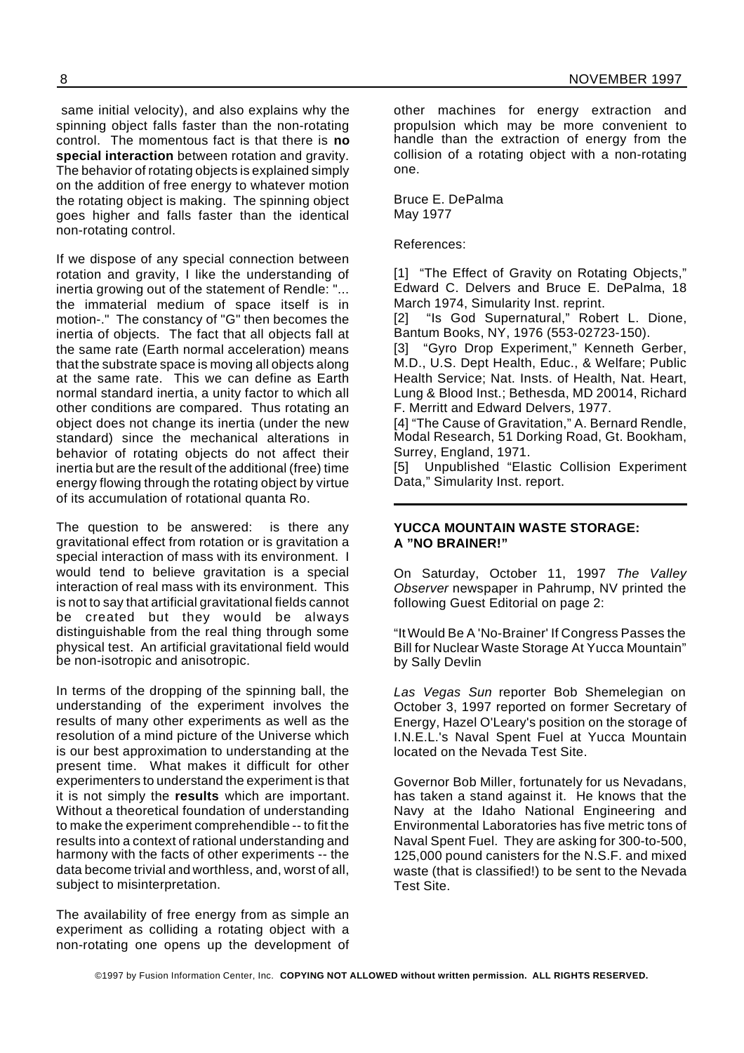same initial velocity), and also explains why the spinning object falls faster than the non-rotating control. The momentous fact is that there is **no special interaction** between rotation and gravity. The behavior of rotating objects is explained simply on the addition of free energy to whatever motion the rotating object is making. The spinning object goes higher and falls faster than the identical non-rotating control.

If we dispose of any special connection between rotation and gravity, I like the understanding of inertia growing out of the statement of Rendle: "... the immaterial medium of space itself is in motion-." The constancy of "G" then becomes the inertia of objects. The fact that all objects fall at the same rate (Earth normal acceleration) means that the substrate space is moving all objects along at the same rate. This we can define as Earth normal standard inertia, a unity factor to which all other conditions are compared. Thus rotating an object does not change its inertia (under the new standard) since the mechanical alterations in behavior of rotating objects do not affect their inertia but are the result of the additional (free) time energy flowing through the rotating object by virtue of its accumulation of rotational quanta Ro.

The question to be answered: is there any gravitational effect from rotation or is gravitation a special interaction of mass with its environment. I would tend to believe gravitation is a special interaction of real mass with its environment. This is not to say that artificial gravitational fields cannot be created but they would be always distinguishable from the real thing through some physical test. An artificial gravitational field would be non-isotropic and anisotropic.

In terms of the dropping of the spinning ball, the understanding of the experiment involves the results of many other experiments as well as the resolution of a mind picture of the Universe which is our best approximation to understanding at the present time. What makes it difficult for other experimenters to understand the experiment is that it is not simply the **results** which are important. Without a theoretical foundation of understanding to make the experiment comprehendible -- to fit the results into a context of rational understanding and harmony with the facts of other experiments -- the data become trivial and worthless, and, worst of all, subject to misinterpretation.

The availability of free energy from as simple an experiment as colliding a rotating object with a non-rotating one opens up the development of other machines for energy extraction and propulsion which may be more convenient to handle than the extraction of energy from the collision of a rotating object with a non-rotating one.

Bruce E. DePalma
May 1977

References:

[1] "The Effect of Gravity on Rotating Objects," Edward C. Delvers and Bruce E. DePalma, 18 March 1974, Simularity Inst. reprint.

[2] "Is God Supernatural," Robert L. Dione, Bantum Books, NY, 1976 (553-02723-150).

[3] "Gyro Drop Experiment," Kenneth Gerber, M.D., U.S. Dept Health, Educ., & Welfare; Public Health Service; Nat. Insts. of Health, Nat. Heart, Lung & Blood Inst.; Bethesda, MD 20014, Richard F. Merritt and Edward Delvers, 1977.

[4] "The Cause of Gravitation," A. Bernard Rendle, Modal Research, 51 Dorking Road, Gt. Bookham, Surrey, England, 1971.

[5] Unpublished "Elastic Collision Experiment Data," Simularity Inst. report.

---

## YUCCA MOUNTAIN WASTE STORAGE: A "NO BRAINER!"

On Saturday, October 11, 1997 *The Valley Observer* newspaper in Pahrump, NV printed the following Guest Editorial on page 2:

"It Would Be A 'No-Brainer' If Congress Passes the Bill for Nuclear Waste Storage At Yucca Mountain" by Sally Devlin

*Las Vegas Sun* reporter Bob Shemelegian on October 3, 1997 reported on former Secretary of Energy, Hazel O'Leary's position on the storage of I.N.E.L.'s Naval Spent Fuel at Yucca Mountain located on the Nevada Test Site.

Governor Bob Miller, fortunately for us Nevadans, has taken a stand against it. He knows that the Navy at the Idaho National Engineering and Environmental Laboratories has five metric tons of Naval Spent Fuel. They are asking for 300-to-500, 125,000 pound canisters for the N.S.F. and mixed waste (that is classified!) to be sent to the Nevada Test Site.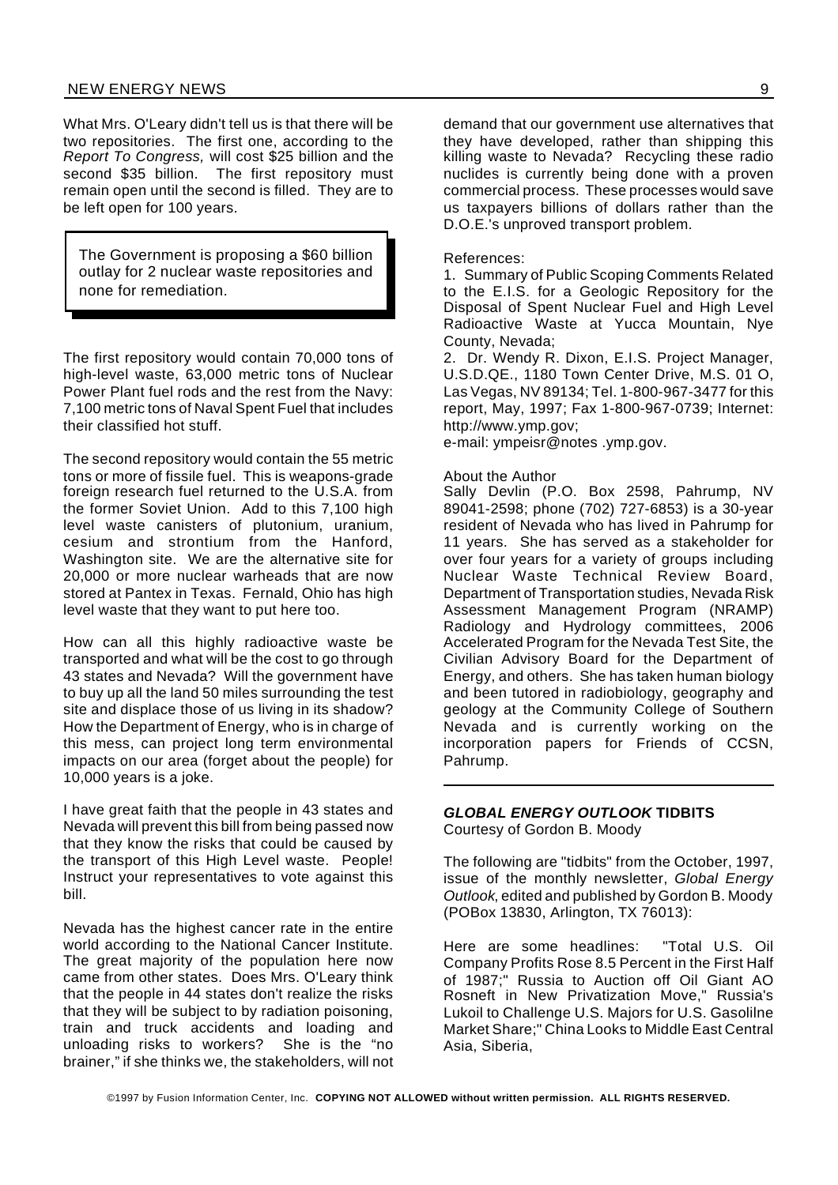What Mrs. O'Leary didn't tell us is that there will be two repositories. The first one, according to the *Report To Congress,* will cost $25 billion and the second $35 billion. The first repository must remain open until the second is filled. They are to be left open for 100 years.

> The Government is proposing a $60 billion outlay for 2 nuclear waste repositories and none for remediation.

The first repository would contain 70,000 tons of high-level waste, 63,000 metric tons of Nuclear Power Plant fuel rods and the rest from the Navy: 7,100 metric tons of Naval Spent Fuel that includes their classified hot stuff.

The second repository would contain the 55 metric tons or more of fissile fuel. This is weapons-grade foreign research fuel returned to the U.S.A. from the former Soviet Union. Add to this 7,100 high level waste canisters of plutonium, uranium, cesium and strontium from the Hanford, Washington site. We are the alternative site for 20,000 or more nuclear warheads that are now stored at Pantex in Texas. Fernald, Ohio has high level waste that they want to put here too.

How can all this highly radioactive waste be transported and what will be the cost to go through 43 states and Nevada? Will the government have to buy up all the land 50 miles surrounding the test site and displace those of us living in its shadow? How the Department of Energy, who is in charge of this mess, can project long term environmental impacts on our area (forget about the people) for 10,000 years is a joke.

I have great faith that the people in 43 states and Nevada will prevent this bill from being passed now that they know the risks that could be caused by the transport of this High Level waste. People! Instruct your representatives to vote against this bill.

Nevada has the highest cancer rate in the entire world according to the National Cancer Institute. The great majority of the population here now came from other states. Does Mrs. O'Leary think that the people in 44 states don't realize the risks that they will be subject to by radiation poisoning, train and truck accidents and loading and unloading risks to workers? She is the "no brainer," if she thinks we, the stakeholders, will not demand that our government use alternatives that they have developed, rather than shipping this killing waste to Nevada? Recycling these radio nuclides is currently being done with a proven commercial process. These processes would save us taxpayers billions of dollars rather than the D.O.E.'s unproved transport problem.

References:

1. Summary of Public Scoping Comments Related to the E.I.S. for a Geologic Repository for the Disposal of Spent Nuclear Fuel and High Level Radioactive Waste at Yucca Mountain, Nye County, Nevada;
2. Dr. Wendy R. Dixon, E.I.S. Project Manager, U.S.D.QE., 1180 Town Center Drive, M.S. 01 O, Las Vegas, NV 89134; Tel. 1-800-967-3477 for this report, May, 1997; Fax 1-800-967-0739; Internet: http://www.ymp.gov;
e-mail: ympeisr@notes .ymp.gov.

About the Author

Sally Devlin (P.O. Box 2598, Pahrump, NV 89041-2598; phone (702) 727-6853) is a 30-year resident of Nevada who has lived in Pahrump for 11 years. She has served as a stakeholder for over four years for a variety of groups including Nuclear Waste Technical Review Board, Department of Transportation studies, Nevada Risk Assessment Management Program (NRAMP) Radiology and Hydrology committees, 2006 Accelerated Program for the Nevada Test Site, the Civilian Advisory Board for the Department of Energy, and others. She has taken human biology and been tutored in radiobiology, geography and geology at the Community College of Southern Nevada and is currently working on the incorporation papers for Friends of CCSN, Pahrump.

---

## *GLOBAL ENERGY OUTLOOK* TIDBITS

Courtesy of Gordon B. Moody

The following are "tidbits" from the October, 1997, issue of the monthly newsletter, *Global Energy Outlook*, edited and published by Gordon B. Moody (POBox 13830, Arlington, TX 76013):

Here are some headlines: "Total U.S. Oil Company Profits Rose 8.5 Percent in the First Half of 1987;" Russia to Auction off Oil Giant AO Rosneft in New Privatization Move," Russia's Lukoil to Challenge U.S. Majors for U.S. Gasolilne Market Share;" China Looks to Middle East Central Asia, Siberia,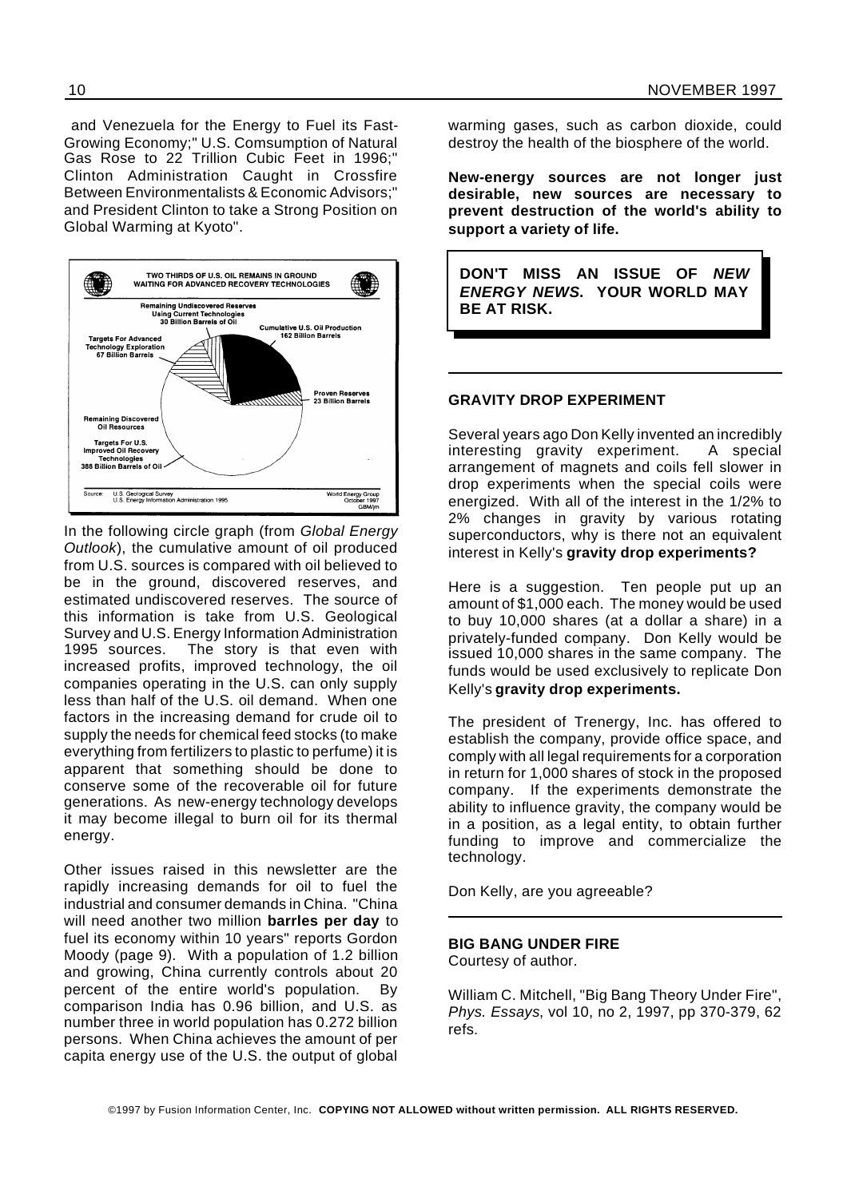and Venezuela for the Energy to Fuel its Fast-Growing Economy;" U.S. Comsumption of Natural Gas Rose to 22 Trillion Cubic Feet in 1996;" Clinton Administration Caught in Crossfire Between Environmentalists & Economic Advisors;" and President Clinton to take a Strong Position on Global Warming at Kyoto".

TWO THIRDS OF U.S. OIL REMAINS IN GROUND WAITING FOR ADVANCED RECOVERY TECHNOLOGIES

Remaining Undiscovered Reserves Using Current Technologies 30 Billion Barrels of Oil

Cumulative U.S. Oil Production 162 Billion Barrels

Targets For Advanced Technology Exploration 67 Billion Barrels

Proven Reserves 23 Billion Barrels

Remaining Discovered Oil Resources

Targets For U.S. Improved Oil Recovery Technologies 388 Billion Barrels of Oil

Source: U.S. Geological Survey, U.S. Energy Information Administration 1995

World Energy Group October 1997 GBM/jm

In the following circle graph (from *Global Energy Outlook*), the cumulative amount of oil produced from U.S. sources is compared with oil believed to be in the ground, discovered reserves, and estimated undiscovered reserves. The source of this information is take from U.S. Geological Survey and U.S. Energy Information Administration 1995 sources. The story is that even with increased profits, improved technology, the oil companies operating in the U.S. can only supply less than half of the U.S. oil demand. When one factors in the increasing demand for crude oil to supply the needs for chemical feed stocks (to make everything from fertilizers to plastic to perfume) it is apparent that something should be done to conserve some of the recoverable oil for future generations. As new-energy technology develops it may become illegal to burn oil for its thermal energy.

Other issues raised in this newsletter are the rapidly increasing demands for oil to fuel the industrial and consumer demands in China. "China will need another two million **barrles per day** to fuel its economy within 10 years" reports Gordon Moody (page 9). With a population of 1.2 billion and growing, China currently controls about 20 percent of the entire world's population. By comparison India has 0.96 billion, and U.S. as number three in world population has 0.272 billion persons. When China achieves the amount of per capita energy use of the U.S. the output of global warming gases, such as carbon dioxide, could destroy the health of the biosphere of the world.

**New-energy sources are not longer just desirable, new sources are necessary to prevent destruction of the world's ability to support a variety of life.**

**DON'T MISS AN ISSUE OF *NEW ENERGY NEWS*. YOUR WORLD MAY BE AT RISK.**

---

### GRAVITY DROP EXPERIMENT

Several years ago Don Kelly invented an incredibly interesting gravity experiment. A special arrangement of magnets and coils fell slower in drop experiments when the special coils were energized. With all of the interest in the 1/2% to 2% changes in gravity by various rotating superconductors, why is there not an equivalent interest in Kelly's **gravity drop experiments?**

Here is a suggestion. Ten people put up an amount of $1,000 each. The money would be used to buy 10,000 shares (at a dollar a share) in a privately-funded company. Don Kelly would be issued 10,000 shares in the same company. The funds would be used exclusively to replicate Don Kelly's **gravity drop experiments.**

The president of Trenergy, Inc. has offered to establish the company, provide office space, and comply with all legal requirements for a corporation in return for 1,000 shares of stock in the proposed company. If the experiments demonstrate the ability to influence gravity, the company would be in a position, as a legal entity, to obtain further funding to improve and commercialize the technology.

Don Kelly, are you agreeable?

---

### BIG BANG UNDER FIRE

Courtesy of author.

William C. Mitchell, "Big Bang Theory Under Fire", *Phys. Essays*, vol 10, no 2, 1997, pp 370-379, 62 refs.

©1997 by Fusion Information Center, Inc. **COPYING NOT ALLOWED without written permission. ALL RIGHTS RESERVED.**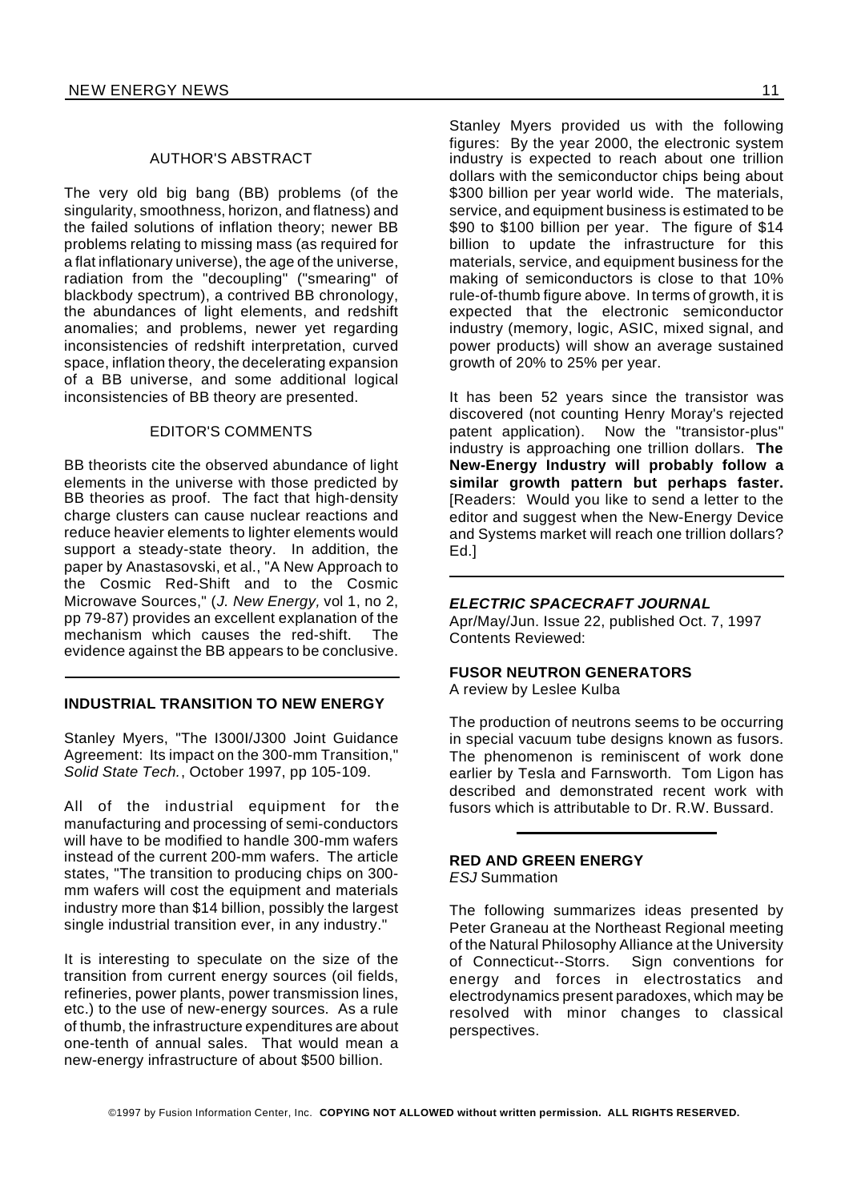AUTHOR'S ABSTRACT

The very old big bang (BB) problems (of the singularity, smoothness, horizon, and flatness) and the failed solutions of inflation theory; newer BB problems relating to missing mass (as required for a flat inflationary universe), the age of the universe, radiation from the "decoupling" ("smearing" of blackbody spectrum), a contrived BB chronology, the abundances of light elements, and redshift anomalies; and problems, newer yet regarding inconsistencies of redshift interpretation, curved space, inflation theory, the decelerating expansion of a BB universe, and some additional logical inconsistencies of BB theory are presented.

EDITOR'S COMMENTS

BB theorists cite the observed abundance of light elements in the universe with those predicted by BB theories as proof. The fact that high-density charge clusters can cause nuclear reactions and reduce heavier elements to lighter elements would support a steady-state theory. In addition, the paper by Anastasovski, et al., "A New Approach to the Cosmic Red-Shift and to the Cosmic Microwave Sources," (*J. New Energy,* vol 1, no 2, pp 79-87) provides an excellent explanation of the mechanism which causes the red-shift. The evidence against the BB appears to be conclusive.

---

### INDUSTRIAL TRANSITION TO NEW ENERGY

Stanley Myers, "The I300I/J300 Joint Guidance Agreement: Its impact on the 300-mm Transition," *Solid State Tech.*, October 1997, pp 105-109.

All of the industrial equipment for the manufacturing and processing of semi-conductors will have to be modified to handle 300-mm wafers instead of the current 200-mm wafers. The article states, "The transition to producing chips on 300-mm wafers will cost the equipment and materials industry more than $14 billion, possibly the largest single industrial transition ever, in any industry."

It is interesting to speculate on the size of the transition from current energy sources (oil fields, refineries, power plants, power transmission lines, etc.) to the use of new-energy sources. As a rule of thumb, the infrastructure expenditures are about one-tenth of annual sales. That would mean a new-energy infrastructure of about $500 billion.

Stanley Myers provided us with the following figures: By the year 2000, the electronic system industry is expected to reach about one trillion dollars with the semiconductor chips being about $300 billion per year world wide. The materials, service, and equipment business is estimated to be $90 to $100 billion per year. The figure of $14 billion to update the infrastructure for this materials, service, and equipment business for the making of semiconductors is close to that 10% rule-of-thumb figure above. In terms of growth, it is expected that the electronic semiconductor industry (memory, logic, ASIC, mixed signal, and power products) will show an average sustained growth of 20% to 25% per year.

It has been 52 years since the transistor was discovered (not counting Henry Moray's rejected patent application). Now the "transistor-plus" industry is approaching one trillion dollars. **The New-Energy Industry will probably follow a similar growth pattern but perhaps faster.** [Readers: Would you like to send a letter to the editor and suggest when the New-Energy Device and Systems market will reach one trillion dollars? Ed.]

---

### *ELECTRIC SPACECRAFT JOURNAL*

Apr/May/Jun. Issue 22, published Oct. 7, 1997
Contents Reviewed:

#### FUSOR NEUTRON GENERATORS

A review by Leslee Kulba

The production of neutrons seems to be occurring in special vacuum tube designs known as fusors. The phenomenon is reminiscent of work done earlier by Tesla and Farnsworth. Tom Ligon has described and demonstrated recent work with fusors which is attributable to Dr. R.W. Bussard.

---

#### RED AND GREEN ENERGY

*ESJ* Summation

The following summarizes ideas presented by Peter Graneau at the Northeast Regional meeting of the Natural Philosophy Alliance at the University of Connecticut--Storrs. Sign conventions for energy and forces in electrostatics and electrodynamics present paradoxes, which may be resolved with minor changes to classical perspectives.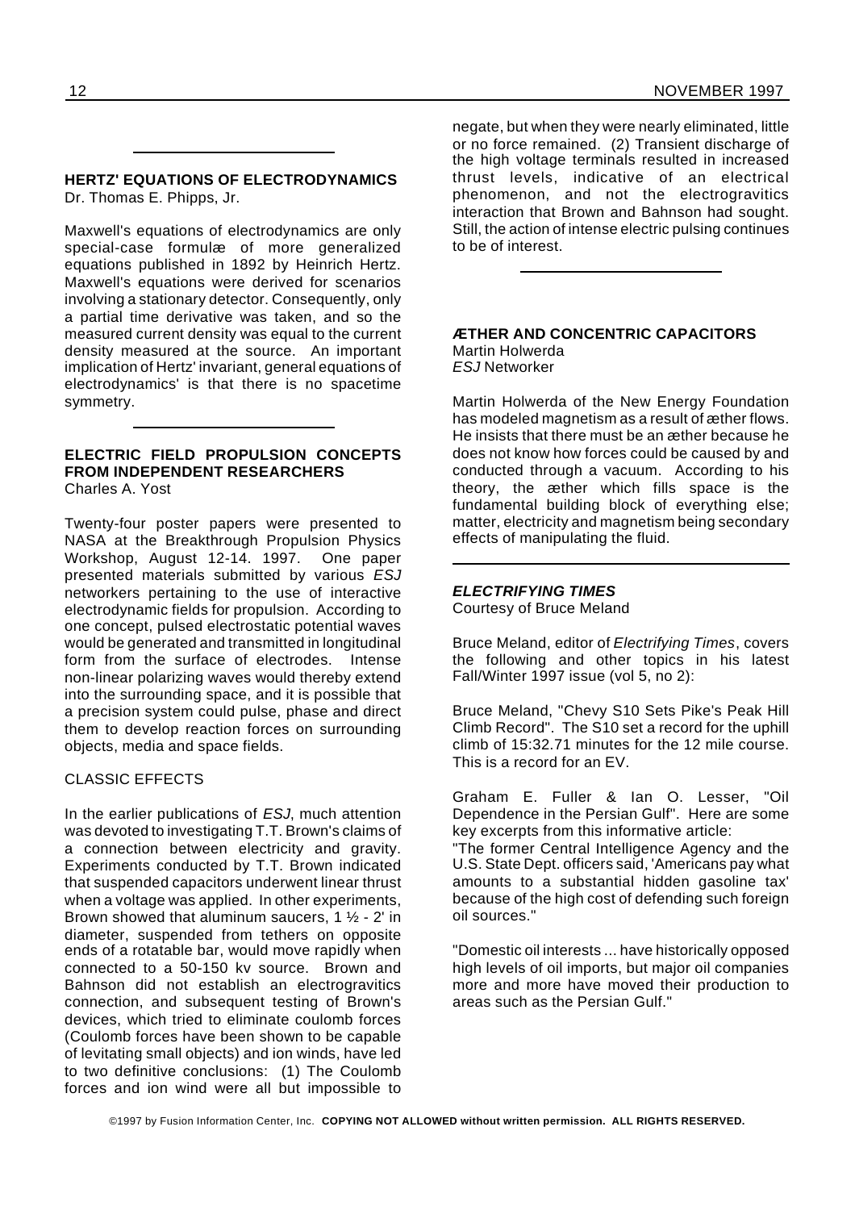## HERTZ' EQUATIONS OF ELECTRODYNAMICS

Dr. Thomas E. Phipps, Jr.

Maxwell's equations of electrodynamics are only special-case formulæ of more generalized equations published in 1892 by Heinrich Hertz. Maxwell's equations were derived for scenarios involving a stationary detector. Consequently, only a partial time derivative was taken, and so the measured current density was equal to the current density measured at the source. An important implication of Hertz' invariant, general equations of electrodynamics' is that there is no spacetime symmetry.

## ELECTRIC FIELD PROPULSION CONCEPTS FROM INDEPENDENT RESEARCHERS

Charles A. Yost

Twenty-four poster papers were presented to NASA at the Breakthrough Propulsion Physics Workshop, August 12-14. 1997. One paper presented materials submitted by various *ESJ* networkers pertaining to the use of interactive electrodynamic fields for propulsion. According to one concept, pulsed electrostatic potential waves would be generated and transmitted in longitudinal form from the surface of electrodes. Intense non-linear polarizing waves would thereby extend into the surrounding space, and it is possible that a precision system could pulse, phase and direct them to develop reaction forces on surrounding objects, media and space fields.

### CLASSIC EFFECTS

In the earlier publications of *ESJ*, much attention was devoted to investigating T.T. Brown's claims of a connection between electricity and gravity. Experiments conducted by T.T. Brown indicated that suspended capacitors underwent linear thrust when a voltage was applied. In other experiments, Brown showed that aluminum saucers, 1 ½ - 2' in diameter, suspended from tethers on opposite ends of a rotatable bar, would move rapidly when connected to a 50-150 kv source. Brown and Bahnson did not establish an electrogravitics connection, and subsequent testing of Brown's devices, which tried to eliminate coulomb forces (Coulomb forces have been shown to be capable of levitating small objects) and ion winds, have led to two definitive conclusions: (1) The Coulomb forces and ion wind were all but impossible to negate, but when they were nearly eliminated, little or no force remained. (2) Transient discharge of the high voltage terminals resulted in increased thrust levels, indicative of an electrical phenomenon, and not the electrogravitics interaction that Brown and Bahnson had sought. Still, the action of intense electric pulsing continues to be of interest.

## ÆTHER AND CONCENTRIC CAPACITORS

Martin Holwerda
*ESJ* Networker

Martin Holwerda of the New Energy Foundation has modeled magnetism as a result of æther flows. He insists that there must be an æther because he does not know how forces could be caused by and conducted through a vacuum. According to his theory, the æther which fills space is the fundamental building block of everything else; matter, electricity and magnetism being secondary effects of manipulating the fluid.

## *ELECTRIFYING TIMES*

Courtesy of Bruce Meland

Bruce Meland, editor of *Electrifying Times*, covers the following and other topics in his latest Fall/Winter 1997 issue (vol 5, no 2):

Bruce Meland, "Chevy S10 Sets Pike's Peak Hill Climb Record". The S10 set a record for the uphill climb of 15:32.71 minutes for the 12 mile course. This is a record for an EV.

Graham E. Fuller & Ian O. Lesser, "Oil Dependence in the Persian Gulf". Here are some key excerpts from this informative article:

"The former Central Intelligence Agency and the U.S. State Dept. officers said, 'Americans pay what amounts to a substantial hidden gasoline tax' because of the high cost of defending such foreign oil sources."

"Domestic oil interests ... have historically opposed high levels of oil imports, but major oil companies more and more have moved their production to areas such as the Persian Gulf."

©1997 by Fusion Information Center, Inc. **COPYING NOT ALLOWED without written permission. ALL RIGHTS RESERVED.**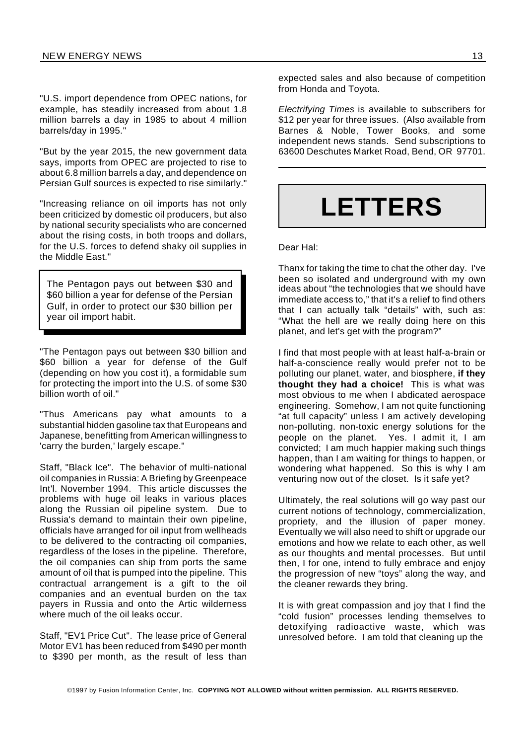"U.S. import dependence from OPEC nations, for example, has steadily increased from about 1.8 million barrels a day in 1985 to about 4 million barrels/day in 1995."

"But by the year 2015, the new government data says, imports from OPEC are projected to rise to about 6.8 million barrels a day, and dependence on Persian Gulf sources is expected to rise similarly."

"Increasing reliance on oil imports has not only been criticized by domestic oil producers, but also by national security specialists who are concerned about the rising costs, in both troops and dollars, for the U.S. forces to defend shaky oil supplies in the Middle East."

> The Pentagon pays out between $30 and $60 billion a year for defense of the Persian Gulf, in order to protect our $30 billion per year oil import habit.

"The Pentagon pays out between $30 billion and $60 billion a year for defense of the Gulf (depending on how you cost it), a formidable sum for protecting the import into the U.S. of some $30 billion worth of oil."

"Thus Americans pay what amounts to a substantial hidden gasoline tax that Europeans and Japanese, benefitting from American willingness to 'carry the burden,' largely escape."

Staff, "Black Ice". The behavior of multi-national oil companies in Russia: A Briefing by Greenpeace Int'l. November 1994. This article discusses the problems with huge oil leaks in various places along the Russian oil pipeline system. Due to Russia's demand to maintain their own pipeline, officials have arranged for oil input from wellheads to be delivered to the contracting oil companies, regardless of the loses in the pipeline. Therefore, the oil companies can ship from ports the same amount of oil that is pumped into the pipeline. This contractual arrangement is a gift to the oil companies and an eventual burden on the tax payers in Russia and onto the Artic wilderness where much of the oil leaks occur.

Staff, "EV1 Price Cut". The lease price of General Motor EV1 has been reduced from $490 per month to $390 per month, as the result of less than expected sales and also because of competition from Honda and Toyota.

*Electrifying Times* is available to subscribers for $12 per year for three issues. (Also available from Barnes & Noble, Tower Books, and some independent news stands. Send subscriptions to 63600 Deschutes Market Road, Bend, OR 97701.

---

# LETTERS

Dear Hal:

Thanx for taking the time to chat the other day. I've been so isolated and underground with my own ideas about "the technologies that we should have immediate access to," that it's a relief to find others that I can actually talk "details" with, such as: "What the hell are we really doing here on this planet, and let's get with the program?"

I find that most people with at least half-a-brain or half-a-conscience really would prefer not to be polluting our planet, water, and biosphere, **if they thought they had a choice!** This is what was most obvious to me when I abdicated aerospace engineering. Somehow, I am not quite functioning "at full capacity" unless I am actively developing non-polluting. non-toxic energy solutions for the people on the planet. Yes. I admit it, I am convicted; I am much happier making such things happen, than I am waiting for things to happen, or wondering what happened. So this is why I am venturing now out of the closet. Is it safe yet?

Ultimately, the real solutions will go way past our current notions of technology, commercialization, propriety, and the illusion of paper money. Eventually we will also need to shift or upgrade our emotions and how we relate to each other, as well as our thoughts and mental processes. But until then, I for one, intend to fully embrace and enjoy the progression of new "toys" along the way, and the cleaner rewards they bring.

It is with great compassion and joy that I find the "cold fusion" processes lending themselves to detoxifying radioactive waste, which was unresolved before. I am told that cleaning up the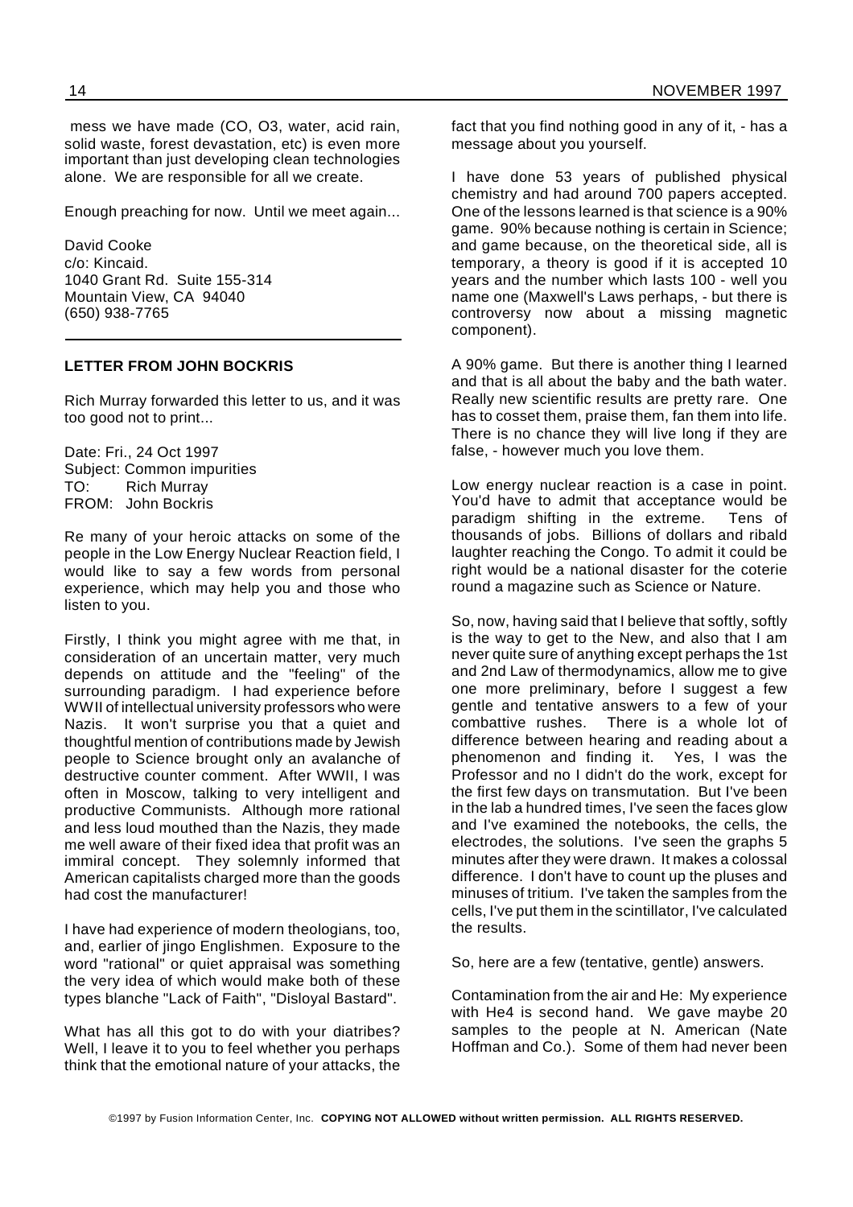mess we have made (CO, O3, water, acid rain, solid waste, forest devastation, etc) is even more important than just developing clean technologies alone. We are responsible for all we create.

Enough preaching for now. Until we meet again...

David Cooke
c/o: Kincaid.
1040 Grant Rd. Suite 155-314
Mountain View, CA 94040
(650) 938-7765

---

**LETTER FROM JOHN BOCKRIS**

Rich Murray forwarded this letter to us, and it was too good not to print...

Date: Fri., 24 Oct 1997
Subject: Common impurities
TO: Rich Murray
FROM: John Bockris

Re many of your heroic attacks on some of the people in the Low Energy Nuclear Reaction field, I would like to say a few words from personal experience, which may help you and those who listen to you.

Firstly, I think you might agree with me that, in consideration of an uncertain matter, very much depends on attitude and the "feeling" of the surrounding paradigm. I had experience before WWII of intellectual university professors who were Nazis. It won't surprise you that a quiet and thoughtful mention of contributions made by Jewish people to Science brought only an avalanche of destructive counter comment. After WWII, I was often in Moscow, talking to very intelligent and productive Communists. Although more rational and less loud mouthed than the Nazis, they made me well aware of their fixed idea that profit was an immiral concept. They solemnly informed that American capitalists charged more than the goods had cost the manufacturer!

I have had experience of modern theologians, too, and, earlier of jingo Englishmen. Exposure to the word "rational" or quiet appraisal was something the very idea of which would make both of these types blanche "Lack of Faith", "Disloyal Bastard".

What has all this got to do with your diatribes? Well, I leave it to you to feel whether you perhaps think that the emotional nature of your attacks, the fact that you find nothing good in any of it, - has a message about you yourself.

I have done 53 years of published physical chemistry and had around 700 papers accepted. One of the lessons learned is that science is a 90% game. 90% because nothing is certain in Science; and game because, on the theoretical side, all is temporary, a theory is good if it is accepted 10 years and the number which lasts 100 - well you name one (Maxwell's Laws perhaps, - but there is controversy now about a missing magnetic component).

A 90% game. But there is another thing I learned and that is all about the baby and the bath water. Really new scientific results are pretty rare. One has to cosset them, praise them, fan them into life. There is no chance they will live long if they are false, - however much you love them.

Low energy nuclear reaction is a case in point. You'd have to admit that acceptance would be paradigm shifting in the extreme. Tens of thousands of jobs. Billions of dollars and ribald laughter reaching the Congo. To admit it could be right would be a national disaster for the coterie round a magazine such as Science or Nature.

So, now, having said that I believe that softly, softly is the way to get to the New, and also that I am never quite sure of anything except perhaps the 1st and 2nd Law of thermodynamics, allow me to give one more preliminary, before I suggest a few gentle and tentative answers to a few of your combattive rushes. There is a whole lot of difference between hearing and reading about a phenomenon and finding it. Yes, I was the Professor and no I didn't do the work, except for the first few days on transmutation. But I've been in the lab a hundred times, I've seen the faces glow and I've examined the notebooks, the cells, the electrodes, the solutions. I've seen the graphs 5 minutes after they were drawn. It makes a colossal difference. I don't have to count up the pluses and minuses of tritium. I've taken the samples from the cells, I've put them in the scintillator, I've calculated the results.

So, here are a few (tentative, gentle) answers.

Contamination from the air and He: My experience with He4 is second hand. We gave maybe 20 samples to the people at N. American (Nate Hoffman and Co.). Some of them had never been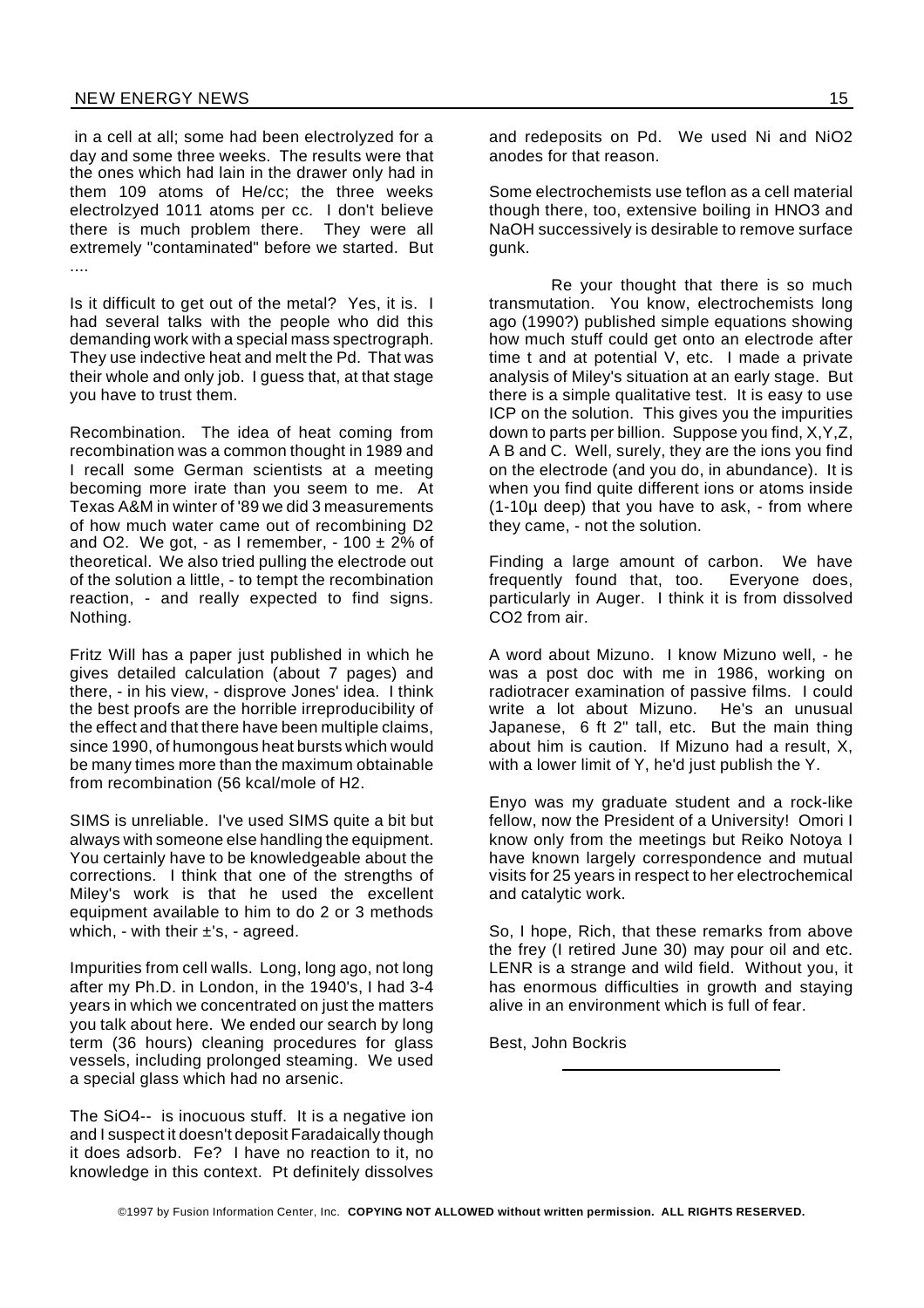in a cell at all; some had been electrolyzed for a day and some three weeks. The results were that the ones which had lain in the drawer only had in them 109 atoms of He/cc; the three weeks electrolzyed 1011 atoms per cc. I don't believe there is much problem there. They were all extremely "contaminated" before we started. But ....

Is it difficult to get out of the metal? Yes, it is. I had several talks with the people who did this demanding work with a special mass spectrograph. They use indective heat and melt the Pd. That was their whole and only job. I guess that, at that stage you have to trust them.

Recombination. The idea of heat coming from recombination was a common thought in 1989 and I recall some German scientists at a meeting becoming more irate than you seem to me. At Texas A&M in winter of '89 we did 3 measurements of how much water came out of recombining D2 and O2. We got, - as I remember, - 100 ± 2% of theoretical. We also tried pulling the electrode out of the solution a little, - to tempt the recombination reaction, - and really expected to find signs. Nothing.

Fritz Will has a paper just published in which he gives detailed calculation (about 7 pages) and there, - in his view, - disprove Jones' idea. I think the best proofs are the horrible irreproducibility of the effect and that there have been multiple claims, since 1990, of humongous heat bursts which would be many times more than the maximum obtainable from recombination (56 kcal/mole of H2.

SIMS is unreliable. I've used SIMS quite a bit but always with someone else handling the equipment. You certainly have to be knowledgeable about the corrections. I think that one of the strengths of Miley's work is that he used the excellent equipment available to him to do 2 or 3 methods which, - with their ±'s, - agreed.

Impurities from cell walls. Long, long ago, not long after my Ph.D. in London, in the 1940's, I had 3-4 years in which we concentrated on just the matters you talk about here. We ended our search by long term (36 hours) cleaning procedures for glass vessels, including prolonged steaming. We used a special glass which had no arsenic.

The SiO4-- is inocuous stuff. It is a negative ion and I suspect it doesn't deposit Faradaically though it does adsorb. Fe? I have no reaction to it, no knowledge in this context. Pt definitely dissolves and redeposits on Pd. We used Ni and NiO2 anodes for that reason.

Some electrochemists use teflon as a cell material though there, too, extensive boiling in HNO3 and NaOH successively is desirable to remove surface gunk.

Re your thought that there is so much transmutation. You know, electrochemists long ago (1990?) published simple equations showing how much stuff could get onto an electrode after time t and at potential V, etc. I made a private analysis of Miley's situation at an early stage. But there is a simple qualitative test. It is easy to use ICP on the solution. This gives you the impurities down to parts per billion. Suppose you find, X,Y,Z, A B and C. Well, surely, they are the ions you find on the electrode (and you do, in abundance). It is when you find quite different ions or atoms inside (1-10µ deep) that you have to ask, - from where they came, - not the solution.

Finding a large amount of carbon. We have frequently found that, too. Everyone does, particularly in Auger. I think it is from dissolved CO2 from air.

A word about Mizuno. I know Mizuno well, - he was a post doc with me in 1986, working on radiotracer examination of passive films. I could write a lot about Mizuno. He's an unusual Japanese, 6 ft 2" tall, etc. But the main thing about him is caution. If Mizuno had a result, X, with a lower limit of Y, he'd just publish the Y.

Enyo was my graduate student and a rock-like fellow, now the President of a University! Omori I know only from the meetings but Reiko Notoya I have known largely correspondence and mutual visits for 25 years in respect to her electrochemical and catalytic work.

So, I hope, Rich, that these remarks from above the frey (I retired June 30) may pour oil and etc. LENR is a strange and wild field. Without you, it has enormous difficulties in growth and staying alive in an environment which is full of fear.

Best, John Bockris

---

©1997 by Fusion Information Center, Inc. **COPYING NOT ALLOWED without written permission. ALL RIGHTS RESERVED.**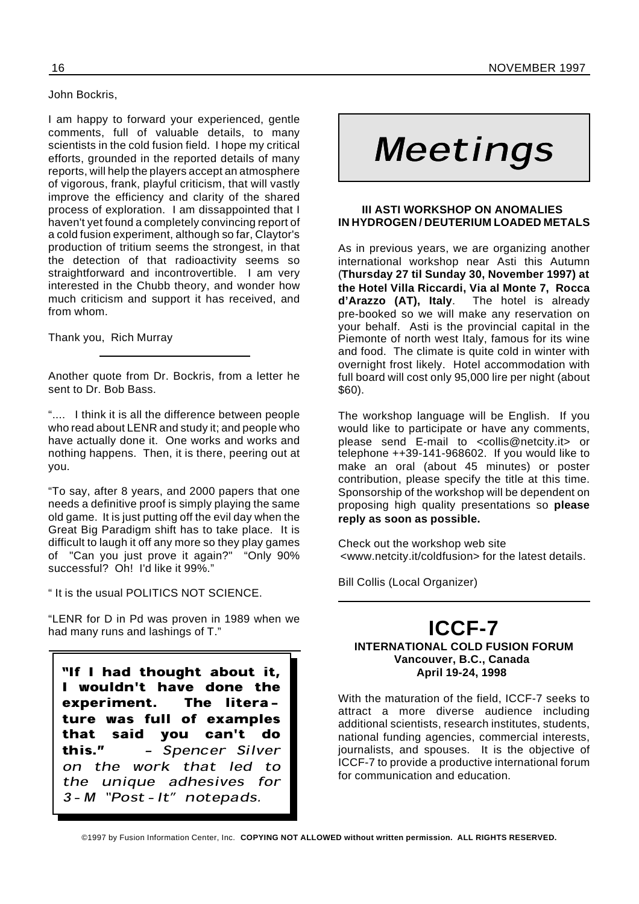John Bockris,

I am happy to forward your experienced, gentle comments, full of valuable details, to many scientists in the cold fusion field. I hope my critical efforts, grounded in the reported details of many reports, will help the players accept an atmosphere of vigorous, frank, playful criticism, that will vastly improve the efficiency and clarity of the shared process of exploration. I am dissappointed that I haven't yet found a completely convincing report of a cold fusion experiment, although so far, Claytor's production of tritium seems the strongest, in that the detection of that radioactivity seems so straightforward and incontrovertible. I am very interested in the Chubb theory, and wonder how much criticism and support it has received, and from whom.

Thank you, Rich Murray

---

Another quote from Dr. Bockris, from a letter he sent to Dr. Bob Bass.

".... I think it is all the difference between people who read about LENR and study it; and people who have actually done it. One works and works and nothing happens. Then, it is there, peering out at you.

"To say, after 8 years, and 2000 papers that one needs a definitive proof is simply playing the same old game. It is just putting off the evil day when the Great Big Paradigm shift has to take place. It is difficult to laugh it off any more so they play games of "Can you just prove it again?" "Only 90% successful? Oh! I'd like it 99%."

" It is the usual POLITICS NOT SCIENCE.

"LENR for D in Pd was proven in 1989 when we had many runs and lashings of T."

> **"If I had thought about it, I wouldn't have done the experiment. The literature was full of examples that said you can't do this."** – *Spencer Silver on the work that led to the unique adhesives for 3-M "Post-It" notepads.*

# *Meetings*

### III ASTI WORKSHOP ON ANOMALIES IN HYDROGEN / DEUTERIUM LOADED METALS

As in previous years, we are organizing another international workshop near Asti this Autumn (**Thursday 27 til Sunday 30, November 1997) at the Hotel Villa Riccardi, Via al Monte 7, Rocca d'Arazzo (AT), Italy**. The hotel is already pre-booked so we will make any reservation on your behalf. Asti is the provincial capital in the Piemonte of north west Italy, famous for its wine and food. The climate is quite cold in winter with overnight frost likely. Hotel accommodation with full board will cost only 95,000 lire per night (about $60).

The workshop language will be English. If you would like to participate or have any comments, please send E-mail to <collis@netcity.it> or telephone ++39-141-968602. If you would like to make an oral (about 45 minutes) or poster contribution, please specify the title at this time. Sponsorship of the workshop will be dependent on proposing high quality presentations so **please reply as soon as possible.**

Check out the workshop web site <www.netcity.it/coldfusion> for the latest details.

Bill Collis (Local Organizer)

---

## ICCF-7

**INTERNATIONAL COLD FUSION FORUM**
**Vancouver, B.C., Canada**
**April 19-24, 1998**

With the maturation of the field, ICCF-7 seeks to attract a more diverse audience including additional scientists, research institutes, students, national funding agencies, commercial interests, journalists, and spouses. It is the objective of ICCF-7 to provide a productive international forum for communication and education.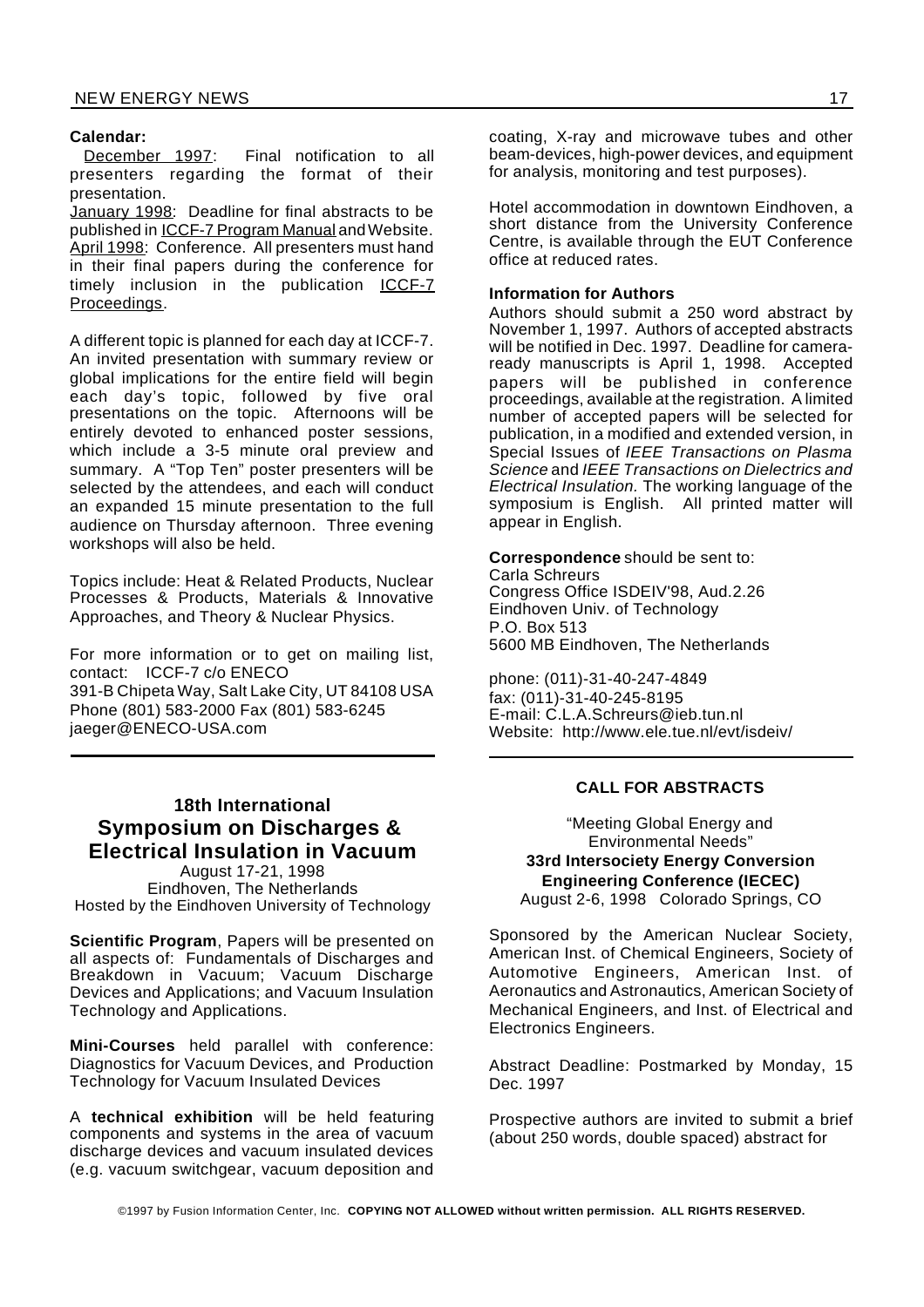**Calendar:**

December 1997: Final notification to all presenters regarding the format of their presentation.
January 1998: Deadline for final abstracts to be published in ICCF-7 Program Manual and Website.
April 1998: Conference. All presenters must hand in their final papers during the conference for timely inclusion in the publication ICCF-7 Proceedings.

A different topic is planned for each day at ICCF-7. An invited presentation with summary review or global implications for the entire field will begin each day's topic, followed by five oral presentations on the topic. Afternoons will be entirely devoted to enhanced poster sessions, which include a 3-5 minute oral preview and summary. A "Top Ten" poster presenters will be selected by the attendees, and each will conduct an expanded 15 minute presentation to the full audience on Thursday afternoon. Three evening workshops will also be held.

Topics include: Heat & Related Products, Nuclear Processes & Products, Materials & Innovative Approaches, and Theory & Nuclear Physics.

For more information or to get on mailing list, contact: ICCF-7 c/o ENECO
391-B Chipeta Way, Salt Lake City, UT 84108 USA
Phone (801) 583-2000 Fax (801) 583-6245
jaeger@ENECO-USA.com

---

## 18th International Symposium on Discharges & Electrical Insulation in Vacuum

August 17-21, 1998
Eindhoven, The Netherlands
Hosted by the Eindhoven University of Technology

**Scientific Program**, Papers will be presented on all aspects of: Fundamentals of Discharges and Breakdown in Vacuum; Vacuum Discharge Devices and Applications; and Vacuum Insulation Technology and Applications.

**Mini-Courses** held parallel with conference: Diagnostics for Vacuum Devices, and Production Technology for Vacuum Insulated Devices

A **technical exhibition** will be held featuring components and systems in the area of vacuum discharge devices and vacuum insulated devices (e.g. vacuum switchgear, vacuum deposition and coating, X-ray and microwave tubes and other beam-devices, high-power devices, and equipment for analysis, monitoring and test purposes).

Hotel accommodation in downtown Eindhoven, a short distance from the University Conference Centre, is available through the EUT Conference office at reduced rates.

**Information for Authors**

Authors should submit a 250 word abstract by November 1, 1997. Authors of accepted abstracts will be notified in Dec. 1997. Deadline for camera-ready manuscripts is April 1, 1998. Accepted papers will be published in conference proceedings, available at the registration. A limited number of accepted papers will be selected for publication, in a modified and extended version, in Special Issues of *IEEE Transactions on Plasma Science* and *IEEE Transactions on Dielectrics and Electrical Insulation.* The working language of the symposium is English. All printed matter will appear in English.

**Correspondence** should be sent to:
Carla Schreurs
Congress Office ISDEIV'98, Aud.2.26
Eindhoven Univ. of Technology
P.O. Box 513
5600 MB Eindhoven, The Netherlands

phone: (011)-31-40-247-4849
fax: (011)-31-40-245-8195
E-mail: C.L.A.Schreurs@ieb.tun.nl
Website: http://www.ele.tue.nl/evt/isdeiv/

---

**CALL FOR ABSTRACTS**

"Meeting Global Energy and Environmental Needs"
**33rd Intersociety Energy Conversion Engineering Conference (IECEC)**
August 2-6, 1998 Colorado Springs, CO

Sponsored by the American Nuclear Society, American Inst. of Chemical Engineers, Society of Automotive Engineers, American Inst. of Aeronautics and Astronautics, American Society of Mechanical Engineers, and Inst. of Electrical and Electronics Engineers.

Abstract Deadline: Postmarked by Monday, 15 Dec. 1997

Prospective authors are invited to submit a brief (about 250 words, double spaced) abstract for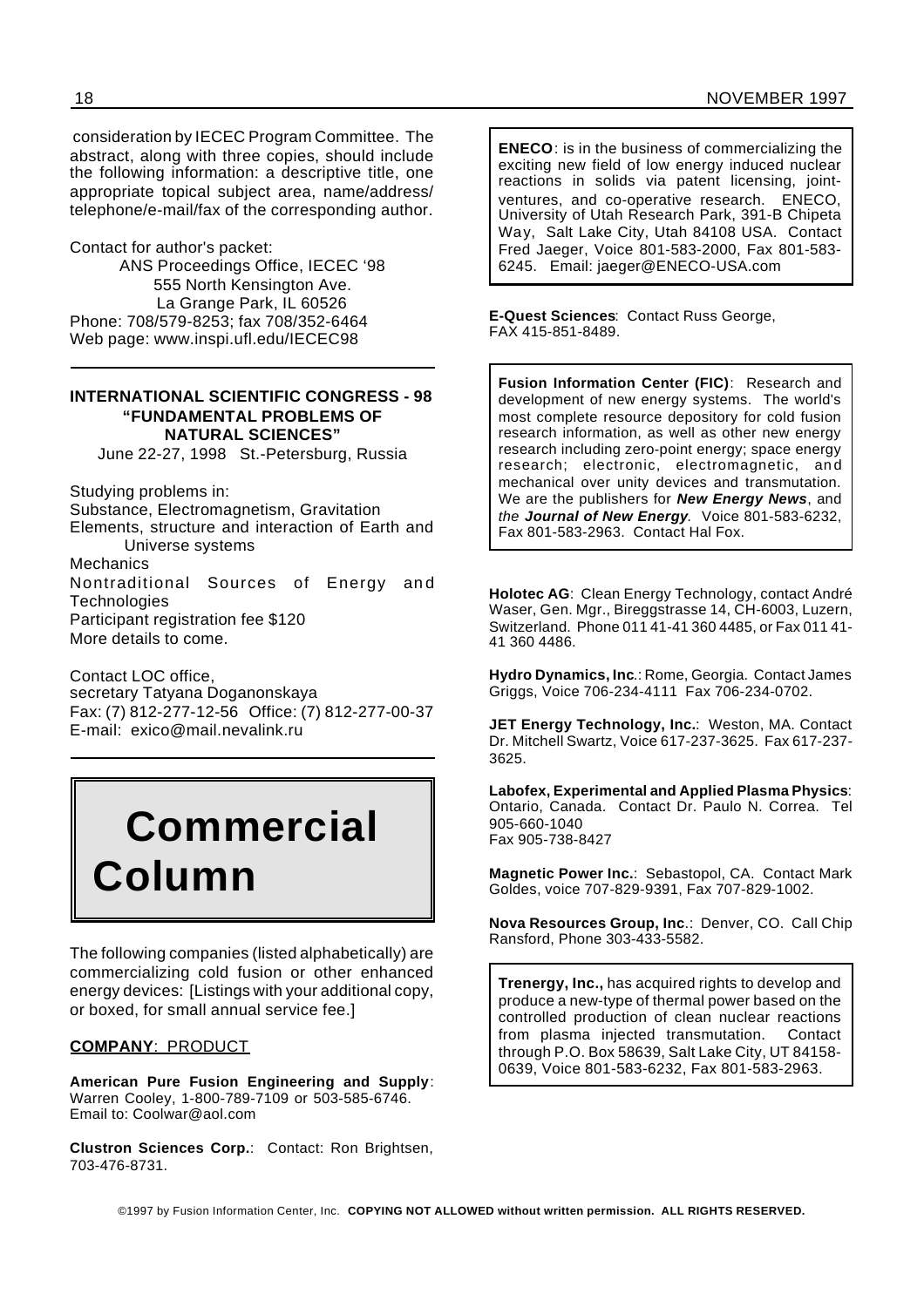consideration by IECEC Program Committee. The abstract, along with three copies, should include the following information: a descriptive title, one appropriate topical subject area, name/address/telephone/e-mail/fax of the corresponding author.

Contact for author's packet:

ANS Proceedings Office, IECEC '98
555 North Kensington Ave.
La Grange Park, IL 60526
Phone: 708/579-8253; fax 708/352-6464
Web page: www.inspi.ufl.edu/IECEC98

---

**INTERNATIONAL SCIENTIFIC CONGRESS - 98 "FUNDAMENTAL PROBLEMS OF NATURAL SCIENCES"**

June 22-27, 1998 St.-Petersburg, Russia

Studying problems in:
Substance, Electromagnetism, Gravitation
Elements, structure and interaction of Earth and Universe systems
Mechanics
Nontraditional Sources of Energy and Technologies
Participant registration fee $120
More details to come.

Contact LOC office,
secretary Tatyana Doganonskaya
Fax: (7) 812-277-12-56 Office: (7) 812-277-00-37
E-mail: exico@mail.nevalink.ru

---

# Commercial Column

The following companies (listed alphabetically) are commercializing cold fusion or other enhanced energy devices: [Listings with your additional copy, or boxed, for small annual service fee.]

**COMPANY**: PRODUCT

**American Pure Fusion Engineering and Supply**: Warren Cooley, 1-800-789-7109 or 503-585-6746. Email to: Coolwar@aol.com

**Clustron Sciences Corp.**: Contact: Ron Brightsen, 703-476-8731.

**ENECO**: is in the business of commercializing the exciting new field of low energy induced nuclear reactions in solids via patent licensing, joint-ventures, and co-operative research. ENECO, University of Utah Research Park, 391-B Chipeta Way, Salt Lake City, Utah 84108 USA. Contact Fred Jaeger, Voice 801-583-2000, Fax 801-583-6245. Email: jaeger@ENECO-USA.com

**E-Quest Sciences**: Contact Russ George, FAX 415-851-8489.

**Fusion Information Center (FIC)**: Research and development of new energy systems. The world's most complete resource depository for cold fusion research information, as well as other new energy research including zero-point energy; space energy research; electronic, electromagnetic, and mechanical over unity devices and transmutation. We are the publishers for ***New Energy News***, and *the* ***Journal of New Energy***. Voice 801-583-6232, Fax 801-583-2963. Contact Hal Fox.

**Holotec AG**: Clean Energy Technology, contact André Waser, Gen. Mgr., Bireggstrasse 14, CH-6003, Luzern, Switzerland. Phone 011 41-41 360 4485, or Fax 011 41-41 360 4486.

**Hydro Dynamics, Inc.**: Rome, Georgia. Contact James Griggs, Voice 706-234-4111 Fax 706-234-0702.

**JET Energy Technology, Inc.**: Weston, MA. Contact Dr. Mitchell Swartz, Voice 617-237-3625. Fax 617-237-3625.

**Labofex, Experimental and Applied Plasma Physics**: Ontario, Canada. Contact Dr. Paulo N. Correa. Tel 905-660-1040
Fax 905-738-8427

**Magnetic Power Inc.**: Sebastopol, CA. Contact Mark Goldes, voice 707-829-9391, Fax 707-829-1002.

**Nova Resources Group, Inc.**: Denver, CO. Call Chip Ransford, Phone 303-433-5582.

**Trenergy, Inc.,** has acquired rights to develop and produce a new-type of thermal power based on the controlled production of clean nuclear reactions from plasma injected transmutation. Contact through P.O. Box 58639, Salt Lake City, UT 84158-0639, Voice 801-583-6232, Fax 801-583-2963.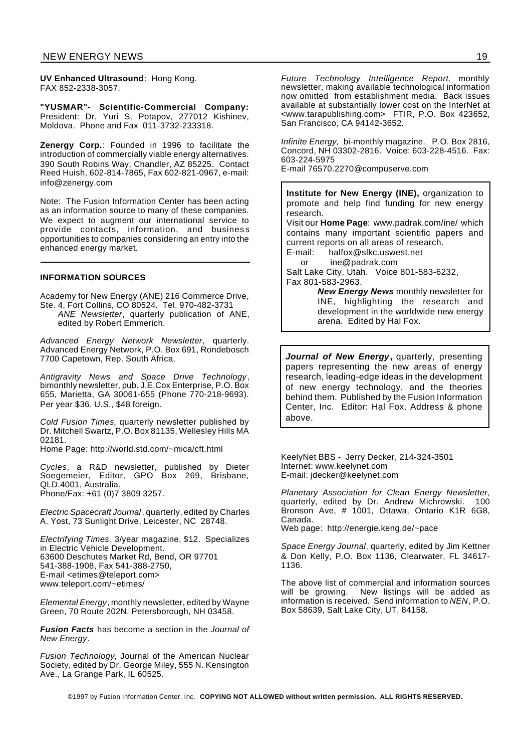**UV Enhanced Ultrasound**: Hong Kong. FAX 852-2338-3057.

**"YUSMAR"- Scientific-Commercial Company:** President: Dr. Yuri S. Potapov, 277012 Kishinev, Moldova. Phone and Fax 011-3732-233318.

**Zenergy Corp.**: Founded in 1996 to facilitate the introduction of commercially viable energy alternatives. 390 South Robins Way, Chandler, AZ 85225. Contact Reed Huish, 602-814-7865, Fax 602-821-0967, e-mail: info@zenergy.com

Note: The Fusion Information Center has been acting as an information source to many of these companies. We expect to augment our international service to provide contacts, information, and business opportunities to companies considering an entry into the enhanced energy market.

---

#### INFORMATION SOURCES

Academy for New Energy (ANE) 216 Commerce Drive, Ste. 4, Fort Collins, CO 80524. Tel. 970-482-3731
*ANE Newsletter*, quarterly publication of ANE, edited by Robert Emmerich.

*Advanced Energy Network Newsletter*, quarterly. Advanced Energy Network, P.O. Box 691, Rondebosch 7700 Capetown, Rep. South Africa.

*Antigravity News and Space Drive Technology*, bimonthly newsletter, pub. J.E.Cox Enterprise, P.O. Box 655, Marietta, GA 30061-655 (Phone 770-218-9693). Per year $36. U.S., $48 foreign.

*Cold Fusion Times,* quarterly newsletter published by Dr. Mitchell Swartz, P.O. Box 81135, Wellesley Hills MA 02181.
Home Page: http://world.std.com/~mica/cft.html

*Cycles*, a R&D newsletter, published by Dieter Soegemeier, Editor, GPO Box 269, Brisbane, QLD.4001, Australia.
Phone/Fax: +61 (0)7 3809 3257.

*Electric Spacecraft Journal*, quarterly, edited by Charles A. Yost, 73 Sunlight Drive, Leicester, NC 28748.

*Electrifying Times*, 3/year magazine, $12. Specializes in Electric Vehicle Development.
63600 Deschutes Market Rd, Bend, OR 97701
541-388-1908, Fax 541-388-2750,
E-mail <etimes@teleport.com>
www.teleport.com/~etimes/

*Elemental Energy*, monthly newsletter, edited by Wayne Green, 70 Route 202N, Petersborough, NH 03458.

***Fusion Facts*** has become a section in the *Journal of New Energy*.

*Fusion Technology,* Journal of the American Nuclear Society, edited by Dr. George Miley, 555 N. Kensington Ave., La Grange Park, IL 60525.

*Future Technology Intelligence Report,* monthly newsletter, making available technological information now omitted from establishment media. Back issues available at substantially lower cost on the InterNet at <www.tarapublishing.com> FTIR, P.O. Box 423652, San Francisco, CA 94142-3652.

*Infinite Energy,* bi-monthly magazine. P.O. Box 2816, Concord, NH 03302-2816. Voice: 603-228-4516. Fax: 603-224-5975
E-mail 76570.2270@compuserve.com

**Institute for New Energy (INE),** organization to promote and help find funding for new energy research.
Visit our **Home Page**: www.padrak.com/ine/ which contains many important scientific papers and current reports on all areas of research.
E-mail: halfox@slkc.uswest.net
or ine@padrak.com
Salt Lake City, Utah. Voice 801-583-6232,
Fax 801-583-2963.
***New Energy News*** monthly newsletter for INE, highlighting the research and development in the worldwide new energy arena. Edited by Hal Fox.

***Journal of New Energy*****,** quarterly, presenting papers representing the new areas of energy research, leading-edge ideas in the development of new energy technology, and the theories behind them. Published by the Fusion Information Center, Inc. Editor: Hal Fox. Address & phone above.

KeelyNet BBS - Jerry Decker, 214-324-3501
Internet: www.keelynet.com
E-mail: jdecker@keelynet.com

*Planetary Association for Clean Energy Newsletter*, quarterly, edited by Dr. Andrew Michrowski. 100 Bronson Ave, # 1001, Ottawa, Ontario K1R 6G8, Canada.
Web page: http://energie.keng.de/~pace

*Space Energy Journal*, quarterly, edited by Jim Kettner & Don Kelly, P.O. Box 1136, Clearwater, FL 34617-1136.

The above list of commercial and information sources will be growing. New listings will be added as information is received. Send information to *NEN*, P.O. Box 58639, Salt Lake City, UT, 84158.

©1997 by Fusion Information Center, Inc. **COPYING NOT ALLOWED without written permission. ALL RIGHTS RESERVED.**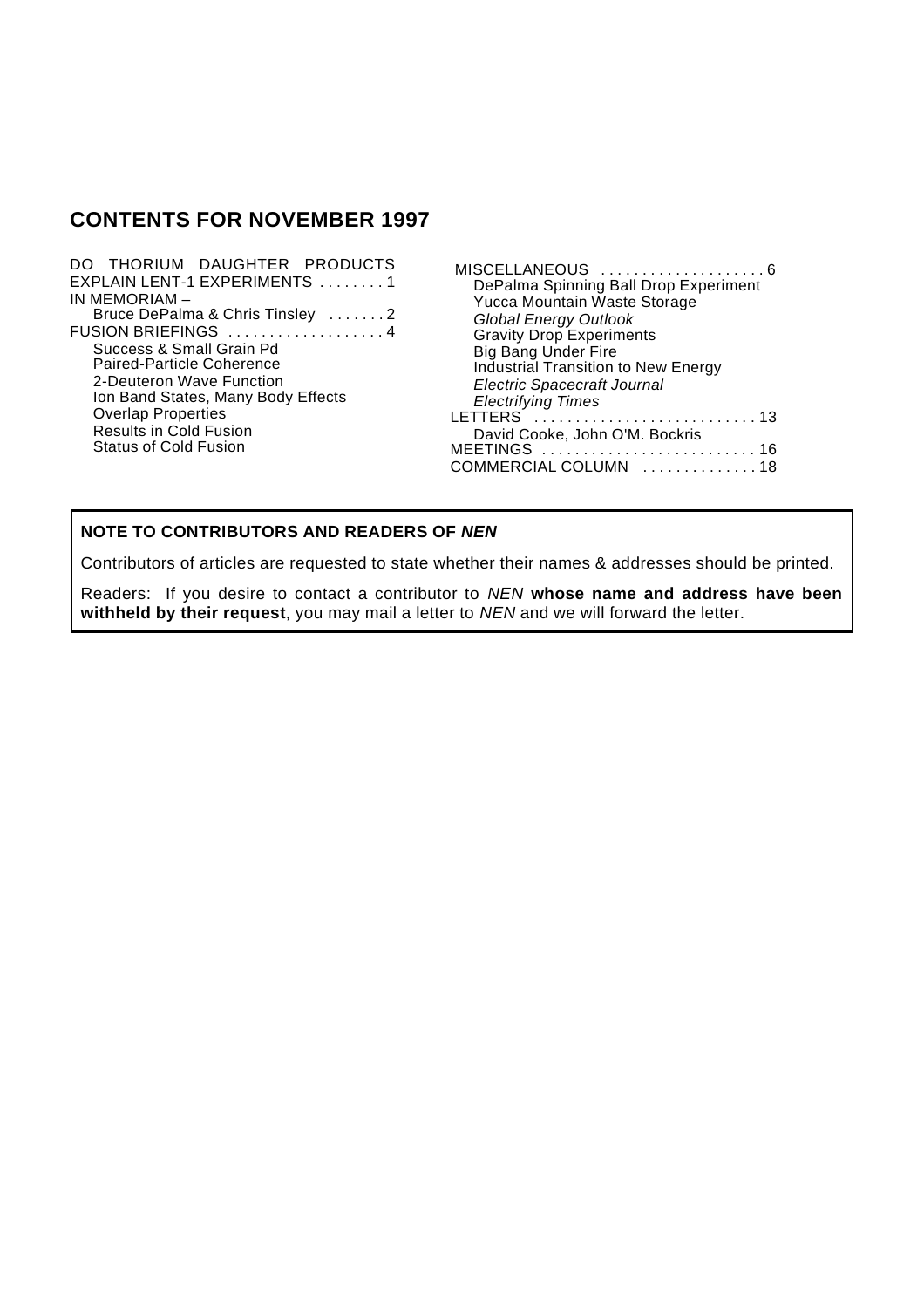## CONTENTS FOR NOVEMBER 1997

DO THORIUM DAUGHTER PRODUCTS EXPLAIN LENT-1 EXPERIMENTS . . . . . . . . 1

IN MEMORIAM –
- Bruce DePalma & Chris Tinsley . . . . . . . 2

FUSION BRIEFINGS . . . . . . . . . . . . . . . . . . 4
- Success & Small Grain Pd
- Paired-Particle Coherence
- 2-Deuteron Wave Function
- Ion Band States, Many Body Effects
- Overlap Properties
- Results in Cold Fusion
- Status of Cold Fusion

MISCELLANEOUS . . . . . . . . . . . . . . . . . . . 6
- DePalma Spinning Ball Drop Experiment
- Yucca Mountain Waste Storage
- *Global Energy Outlook*
- Gravity Drop Experiments
- Big Bang Under Fire
- Industrial Transition to New Energy
- *Electric Spacecraft Journal*
- *Electrifying Times*

LETTERS . . . . . . . . . . . . . . . . . . . . . . . . . . 13
- David Cooke, John O'M. Bockris

MEETINGS . . . . . . . . . . . . . . . . . . . . . . . . . 16

COMMERCIAL COLUMN . . . . . . . . . . . . . 18

**NOTE TO CONTRIBUTORS AND READERS OF *NEN***

Contributors of articles are requested to state whether their names & addresses should be printed.

Readers: If you desire to contact a contributor to *NEN* **whose name and address have been withheld by their request**, you may mail a letter to *NEN* and we will forward the letter.